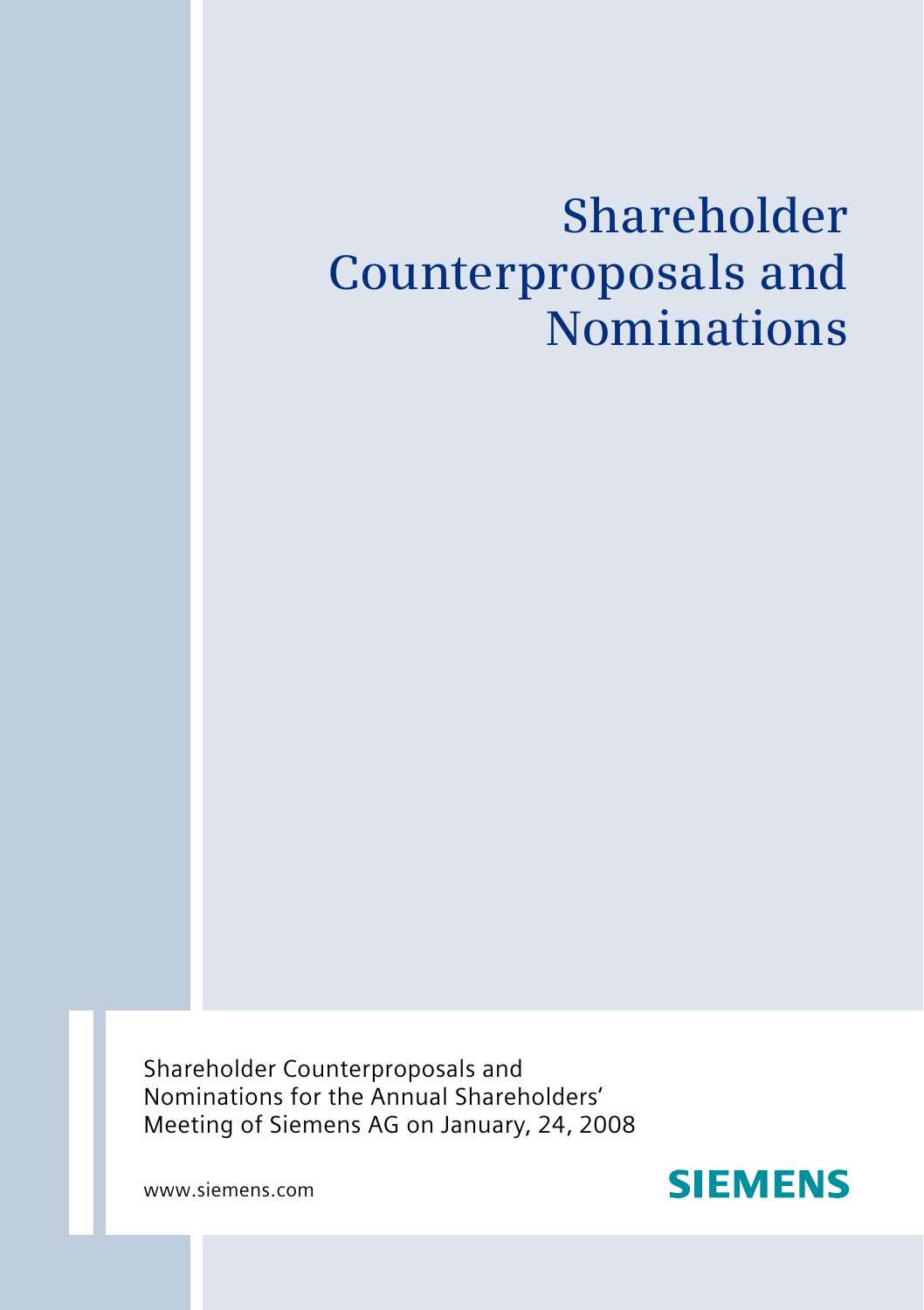# Shareholder Counterproposals and Nominations

Shareholder Counterproposals and Nominations for the Annual Shareholders' Meeting of Siemens AG on January, 24, 2008

www.siemens.com

SIEMENS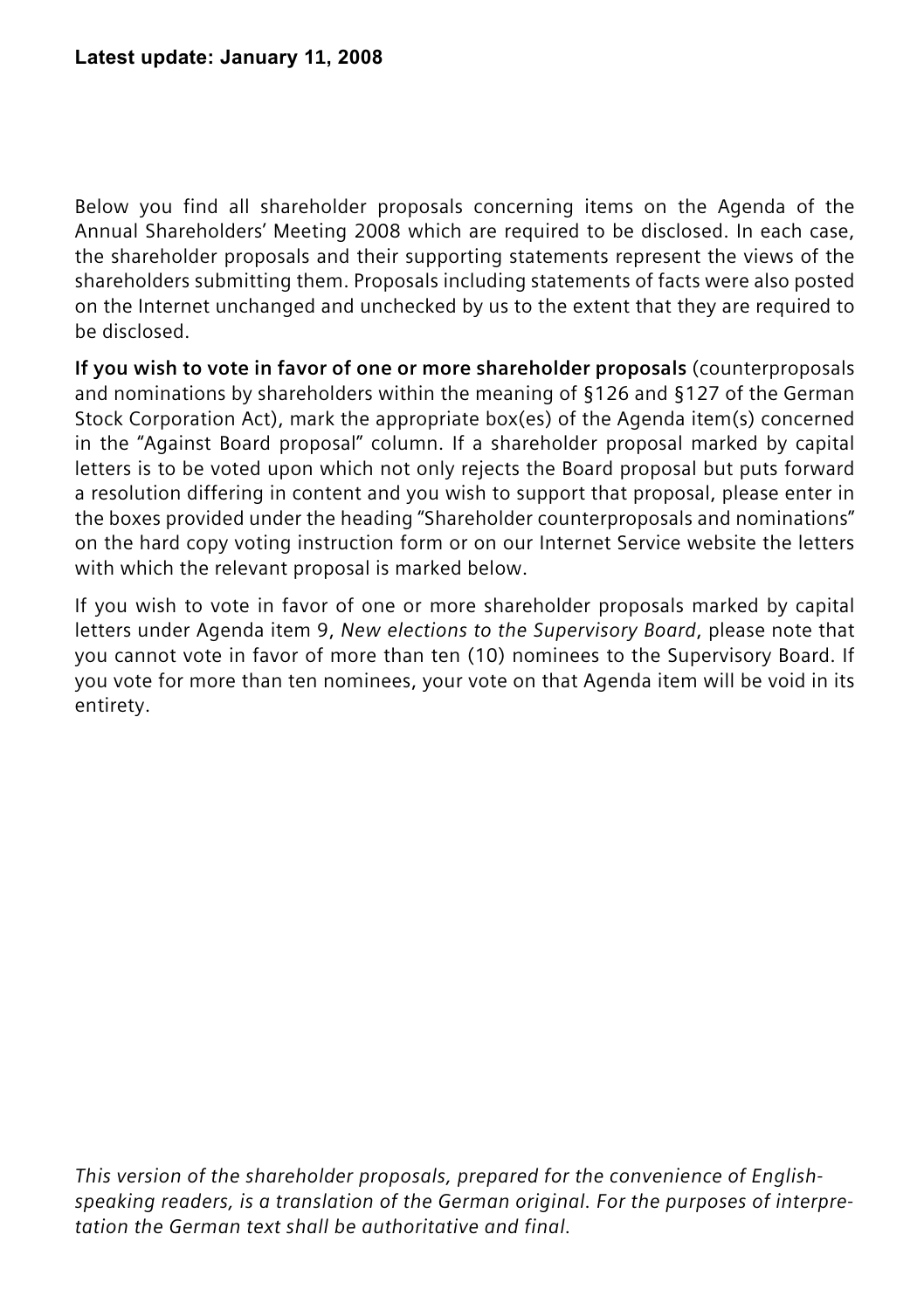**Latest update: January 11, 2008**

Below you find all shareholder proposals concerning items on the Agenda of the Annual Shareholders' Meeting 2008 which are required to be disclosed. In each case, the shareholder proposals and their supporting statements represent the views of the shareholders submitting them. Proposals including statements of facts were also posted on the Internet unchanged and unchecked by us to the extent that they are required to be disclosed.

**If you wish to vote in favor of one or more shareholder proposals** (counterproposals and nominations by shareholders within the meaning of §126 and §127 of the German Stock Corporation Act), mark the appropriate box(es) of the Agenda item(s) concerned in the "Against Board proposal" column. If a shareholder proposal marked by capital letters is to be voted upon which not only rejects the Board proposal but puts forward a resolution differing in content and you wish to support that proposal, please enter in the boxes provided under the heading "Shareholder counterproposals and nominations" on the hard copy voting instruction form or on our Internet Service website the letters with which the relevant proposal is marked below.

If you wish to vote in favor of one or more shareholder proposals marked by capital letters under Agenda item 9, *New elections to the Supervisory Board*, please note that you cannot vote in favor of more than ten (10) nominees to the Supervisory Board. If you vote for more than ten nominees, your vote on that Agenda item will be void in its entirety.

*This version of the shareholder proposals, prepared for the convenience of English-speaking readers, is a translation of the German original. For the purposes of interpretation the German text shall be authoritative and final.*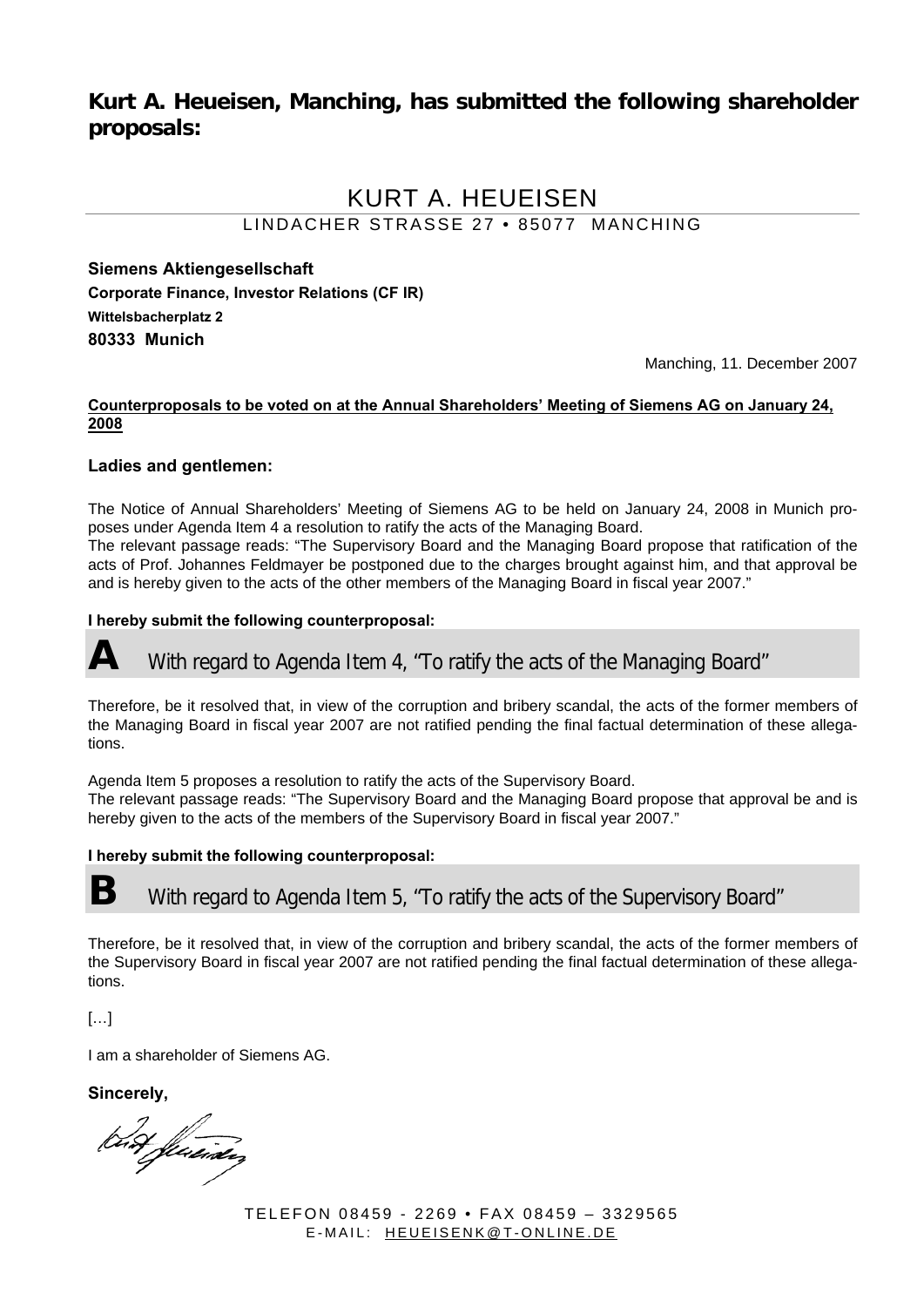## Kurt A. Heueisen, Manching, has submitted the following shareholder proposals:

# KURT A. HEUEISEN

LINDACHER STRASSE 27 • 85077 MANCHING

**Siemens Aktiengesellschaft**
**Corporate Finance, Investor Relations (CF IR)**
**Wittelsbacherplatz 2**
**80333 Munich**

Manching, 11. December 2007

**Counterproposals to be voted on at the Annual Shareholders' Meeting of Siemens AG on January 24, 2008**

**Ladies and gentlemen:**

The Notice of Annual Shareholders' Meeting of Siemens AG to be held on January 24, 2008 in Munich proposes under Agenda Item 4 a resolution to ratify the acts of the Managing Board.
The relevant passage reads: "The Supervisory Board and the Managing Board propose that ratification of the acts of Prof. Johannes Feldmayer be postponed due to the charges brought against him, and that approval be and is hereby given to the acts of the other members of the Managing Board in fiscal year 2007."

**I hereby submit the following counterproposal:**

### A With regard to Agenda Item 4, "To ratify the acts of the Managing Board"

Therefore, be it resolved that, in view of the corruption and bribery scandal, the acts of the former members of the Managing Board in fiscal year 2007 are not ratified pending the final factual determination of these allegations.

Agenda Item 5 proposes a resolution to ratify the acts of the Supervisory Board.
The relevant passage reads: "The Supervisory Board and the Managing Board propose that approval be and is hereby given to the acts of the members of the Supervisory Board in fiscal year 2007."

**I hereby submit the following counterproposal:**

### B With regard to Agenda Item 5, "To ratify the acts of the Supervisory Board"

Therefore, be it resolved that, in view of the corruption and bribery scandal, the acts of the former members of the Supervisory Board in fiscal year 2007 are not ratified pending the final factual determination of these allegations.

[…]

I am a shareholder of Siemens AG.

**Sincerely,**

TELEFON 08459 - 2269 • FAX 08459 – 3329565
E-MAIL: HEUEISENK@T-ONLINE.DE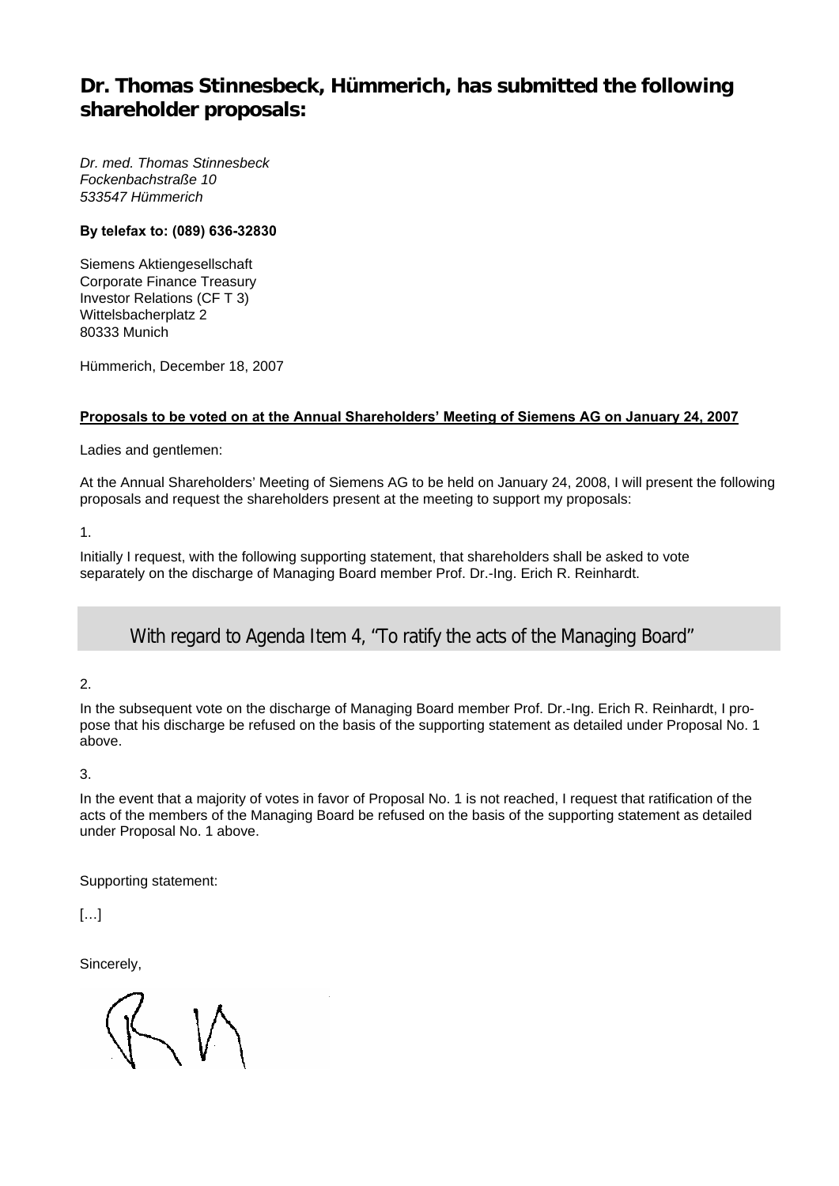## Dr. Thomas Stinnesbeck, Hümmerich, has submitted the following shareholder proposals:

*Dr. med. Thomas Stinnesbeck*
*Fockenbachstraße 10*
*533547 Hümmerich*

**By telefax to: (089) 636-32830**

Siemens Aktiengesellschaft
Corporate Finance Treasury
Investor Relations (CF T 3)
Wittelsbacherplatz 2
80333 Munich

Hümmerich, December 18, 2007

**Proposals to be voted on at the Annual Shareholders' Meeting of Siemens AG on January 24, 2007**

Ladies and gentlemen:

At the Annual Shareholders' Meeting of Siemens AG to be held on January 24, 2008, I will present the following proposals and request the shareholders present at the meeting to support my proposals:

1.

Initially I request, with the following supporting statement, that shareholders shall be asked to vote separately on the discharge of Managing Board member Prof. Dr.-Ing. Erich R. Reinhardt.

### With regard to Agenda Item 4, "To ratify the acts of the Managing Board"

2.

In the subsequent vote on the discharge of Managing Board member Prof. Dr.-Ing. Erich R. Reinhardt, I propose that his discharge be refused on the basis of the supporting statement as detailed under Proposal No. 1 above.

3.

In the event that a majority of votes in favor of Proposal No. 1 is not reached, I request that ratification of the acts of the members of the Managing Board be refused on the basis of the supporting statement as detailed under Proposal No. 1 above.

Supporting statement:

[…]

Sincerely,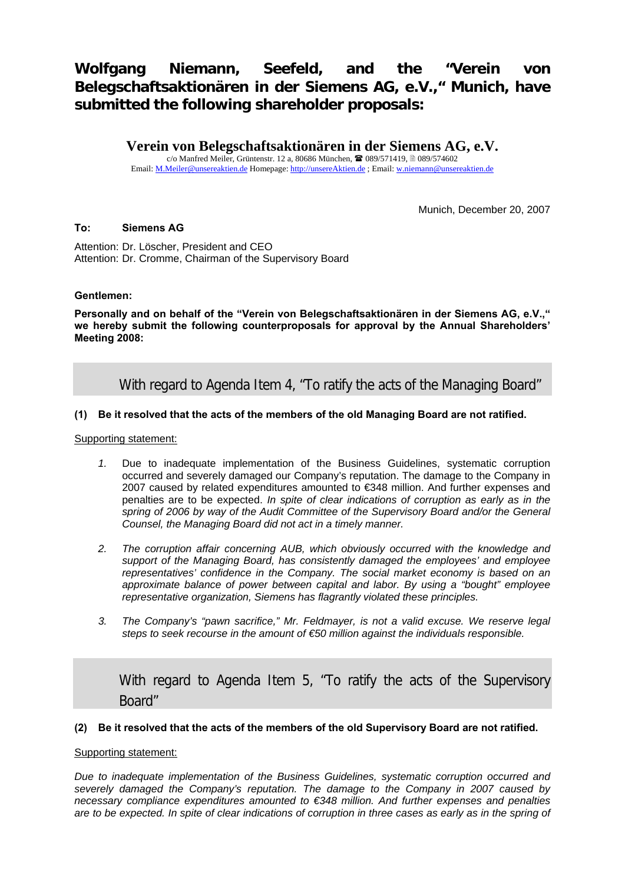# Wolfgang Niemann, Seefeld, and the "Verein von Belegschaftsaktionären in der Siemens AG, e.V.," Munich, have submitted the following shareholder proposals:

## Verein von Belegschaftsaktionären in der Siemens AG, e.V.

c/o Manfred Meiler, Grüntenstr. 12 a, 80686 München, ☎ 089/571419, 🖷 089/574602
Email: M.Meiler@unsereaktien.de Homepage: http://unsereAktien.de ; Email: w.niemann@unsereaktien.de

Munich, December 20, 2007

**To: Siemens AG**

Attention: Dr. Löscher, President and CEO
Attention: Dr. Cromme, Chairman of the Supervisory Board

**Gentlemen:**

**Personally and on behalf of the "Verein von Belegschaftsaktionären in der Siemens AG, e.V.," we hereby submit the following counterproposals for approval by the Annual Shareholders' Meeting 2008:**

## With regard to Agenda Item 4, "To ratify the acts of the Managing Board"

**(1) Be it resolved that the acts of the members of the old Managing Board are not ratified.**

Supporting statement:

1. Due to inadequate implementation of the Business Guidelines, systematic corruption occurred and severely damaged our Company's reputation. The damage to the Company in 2007 caused by related expenditures amounted to €348 million. And further expenses and penalties are to be expected. *In spite of clear indications of corruption as early as in the spring of 2006 by way of the Audit Committee of the Supervisory Board and/or the General Counsel, the Managing Board did not act in a timely manner.*

2. *The corruption affair concerning AUB, which obviously occurred with the knowledge and support of the Managing Board, has consistently damaged the employees' and employee representatives' confidence in the Company. The social market economy is based on an approximate balance of power between capital and labor. By using a "bought" employee representative organization, Siemens has flagrantly violated these principles.*

3. *The Company's "pawn sacrifice," Mr. Feldmayer, is not a valid excuse. We reserve legal steps to seek recourse in the amount of €50 million against the individuals responsible.*

## With regard to Agenda Item 5, "To ratify the acts of the Supervisory Board"

**(2) Be it resolved that the acts of the members of the old Supervisory Board are not ratified.**

Supporting statement:

*Due to inadequate implementation of the Business Guidelines, systematic corruption occurred and severely damaged the Company's reputation. The damage to the Company in 2007 caused by necessary compliance expenditures amounted to €348 million. And further expenses and penalties are to be expected. In spite of clear indications of corruption in three cases as early as in the spring of*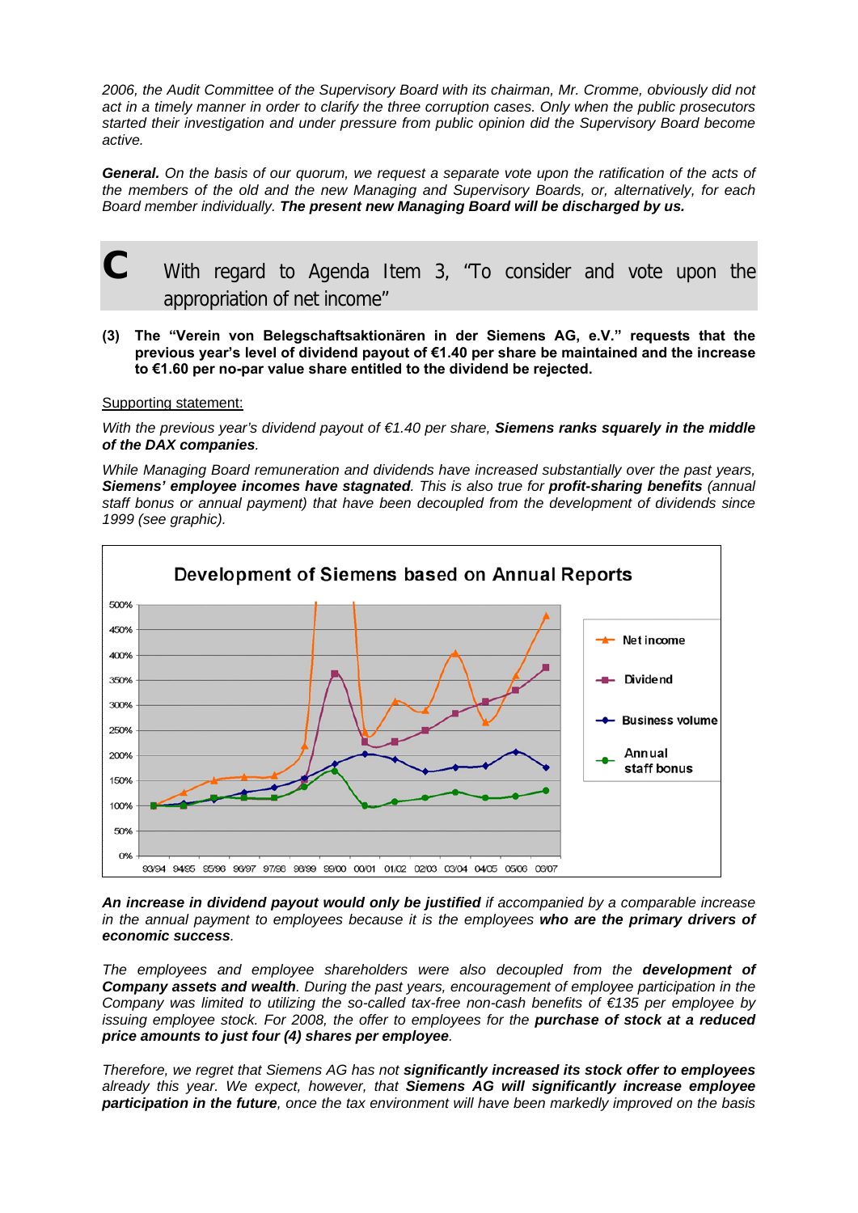*2006, the Audit Committee of the Supervisory Board with its chairman, Mr. Cromme, obviously did not act in a timely manner in order to clarify the three corruption cases. Only when the public prosecutors started their investigation and under pressure from public opinion did the Supervisory Board become active.*

***General.*** *On the basis of our quorum, we request a separate vote upon the ratification of the acts of the members of the old and the new Managing and Supervisory Boards, or, alternatively, for each Board member individually.* ***The present new Managing Board will be discharged by us.***

## C With regard to Agenda Item 3, "To consider and vote upon the appropriation of net income"

**(3) The "Verein von Belegschaftsaktionären in der Siemens AG, e.V." requests that the previous year's level of dividend payout of €1.40 per share be maintained and the increase to €1.60 per no-par value share entitled to the dividend be rejected.**

Supporting statement:

*With the previous year's dividend payout of €1.40 per share,* ***Siemens ranks squarely in the middle of the DAX companies****.*

*While Managing Board remuneration and dividends have increased substantially over the past years,* ***Siemens' employee incomes have stagnated****. This is also true for* ***profit-sharing benefits*** *(annual staff bonus or annual payment) that have been decoupled from the development of dividends since 1999 (see graphic).*

**Development of Siemens based on Annual Reports**

Legend: Net income; Dividend; Business volume; Annual staff bonus

Y-axis: 0% – 500%; X-axis: 93/94, 94/95, 95/96, 96/97, 97/98, 98/99, 99/00, 00/01, 01/02, 02/03, 03/04, 04/05, 05/06, 06/07

***An increase in dividend payout would only be justified*** *if accompanied by a comparable increase in the annual payment to employees because it is the employees* ***who are the primary drivers of economic success****.*

*The employees and employee shareholders were also decoupled from the* ***development of Company assets and wealth****. During the past years, encouragement of employee participation in the Company was limited to utilizing the so-called tax-free non-cash benefits of €135 per employee by issuing employee stock. For 2008, the offer to employees for the* ***purchase of stock at a reduced price amounts to just four (4) shares per employee****.*

*Therefore, we regret that Siemens AG has not* ***significantly increased its stock offer to employees*** *already this year. We expect, however, that* ***Siemens AG will significantly increase employee participation in the future****, once the tax environment will have been markedly improved on the basis*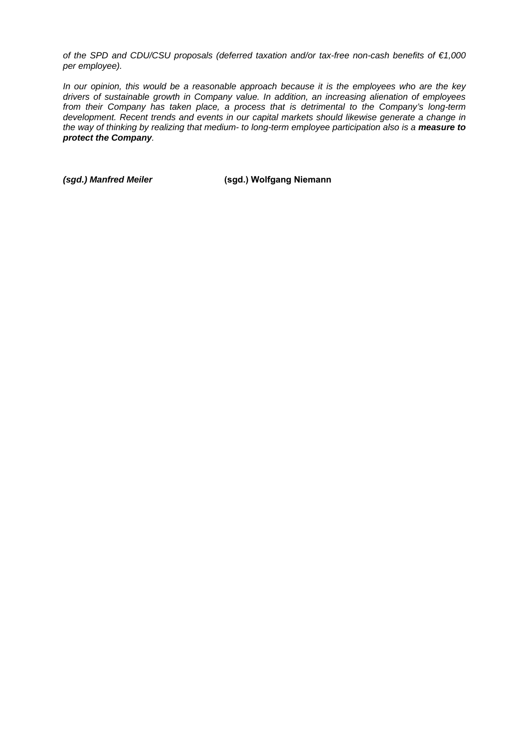*of the SPD and CDU/CSU proposals (deferred taxation and/or tax-free non-cash benefits of €1,000 per employee).*

*In our opinion, this would be a reasonable approach because it is the employees who are the key drivers of sustainable growth in Company value. In addition, an increasing alienation of employees from their Company has taken place, a process that is detrimental to the Company's long-term development. Recent trends and events in our capital markets should likewise generate a change in the way of thinking by realizing that medium- to long-term employee participation also is a* ***measure to protect the Company****.*

***(sgd.) Manfred Meiler*** **(sgd.) Wolfgang Niemann**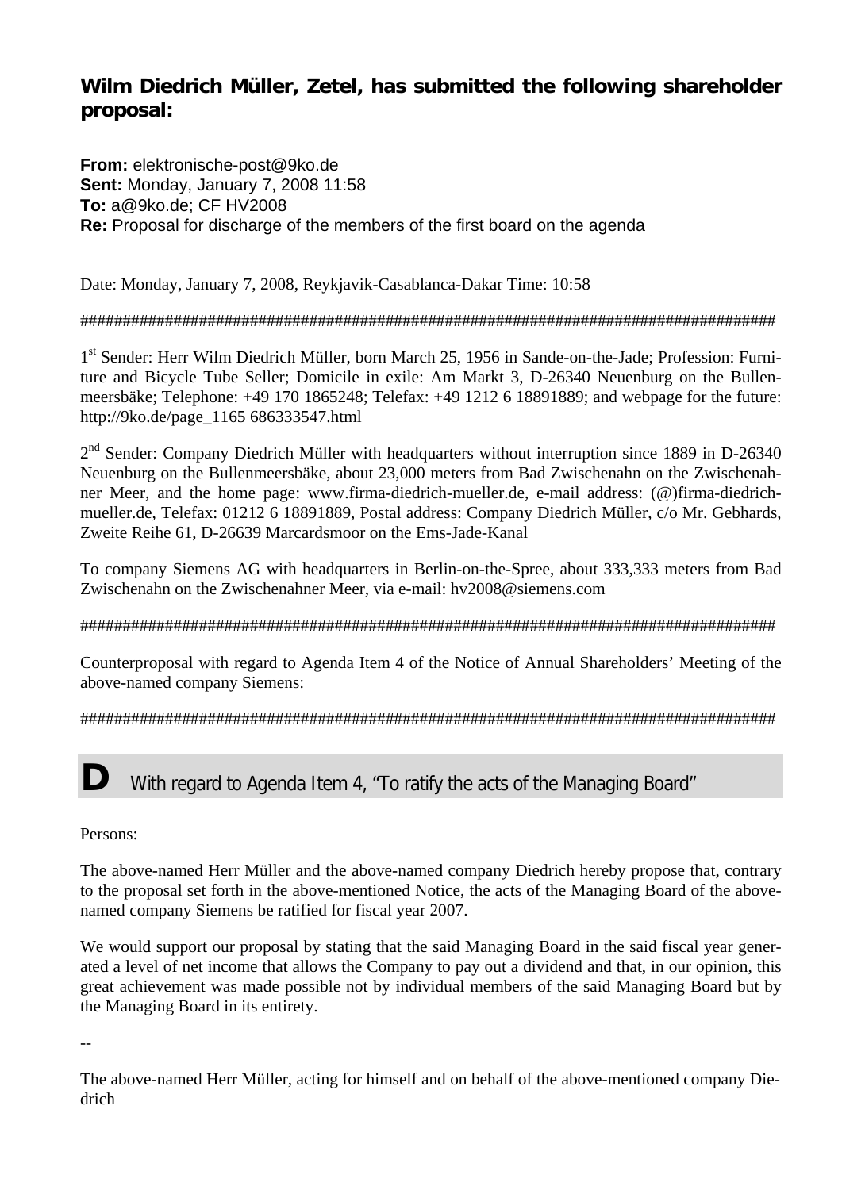## Wilm Diedrich Müller, Zetel, has submitted the following shareholder proposal:

**From:** elektronische-post@9ko.de
**Sent:** Monday, January 7, 2008 11:58
**To:** a@9ko.de; CF HV2008
**Re:** Proposal for discharge of the members of the first board on the agenda

Date: Monday, January 7, 2008, Reykjavik-Casablanca-Dakar Time: 10:58

####################################################################################

1st Sender: Herr Wilm Diedrich Müller, born March 25, 1956 in Sande-on-the-Jade; Profession: Furniture and Bicycle Tube Seller; Domicile in exile: Am Markt 3, D-26340 Neuenburg on the Bullenmeersbäke; Telephone: +49 170 1865248; Telefax: +49 1212 6 18891889; and webpage for the future: http://9ko.de/page_1165 686333547.html

2nd Sender: Company Diedrich Müller with headquarters without interruption since 1889 in D-26340 Neuenburg on the Bullenmeersbäke, about 23,000 meters from Bad Zwischenahn on the Zwischenahner Meer, and the home page: www.firma-diedrich-mueller.de, e-mail address: (@)firma-diedrich-mueller.de, Telefax: 01212 6 18891889, Postal address: Company Diedrich Müller, c/o Mr. Gebhards, Zweite Reihe 61, D-26639 Marcardsmoor on the Ems-Jade-Kanal

To company Siemens AG with headquarters in Berlin-on-the-Spree, about 333,333 meters from Bad Zwischenahn on the Zwischenahner Meer, via e-mail: hv2008@siemens.com

####################################################################################

Counterproposal with regard to Agenda Item 4 of the Notice of Annual Shareholders' Meeting of the above-named company Siemens:

####################################################################################

## D With regard to Agenda Item 4, "To ratify the acts of the Managing Board"

Persons:

The above-named Herr Müller and the above-named company Diedrich hereby propose that, contrary to the proposal set forth in the above-mentioned Notice, the acts of the Managing Board of the above-named company Siemens be ratified for fiscal year 2007.

We would support our proposal by stating that the said Managing Board in the said fiscal year generated a level of net income that allows the Company to pay out a dividend and that, in our opinion, this great achievement was made possible not by individual members of the said Managing Board but by the Managing Board in its entirety.

--

The above-named Herr Müller, acting for himself and on behalf of the above-mentioned company Diedrich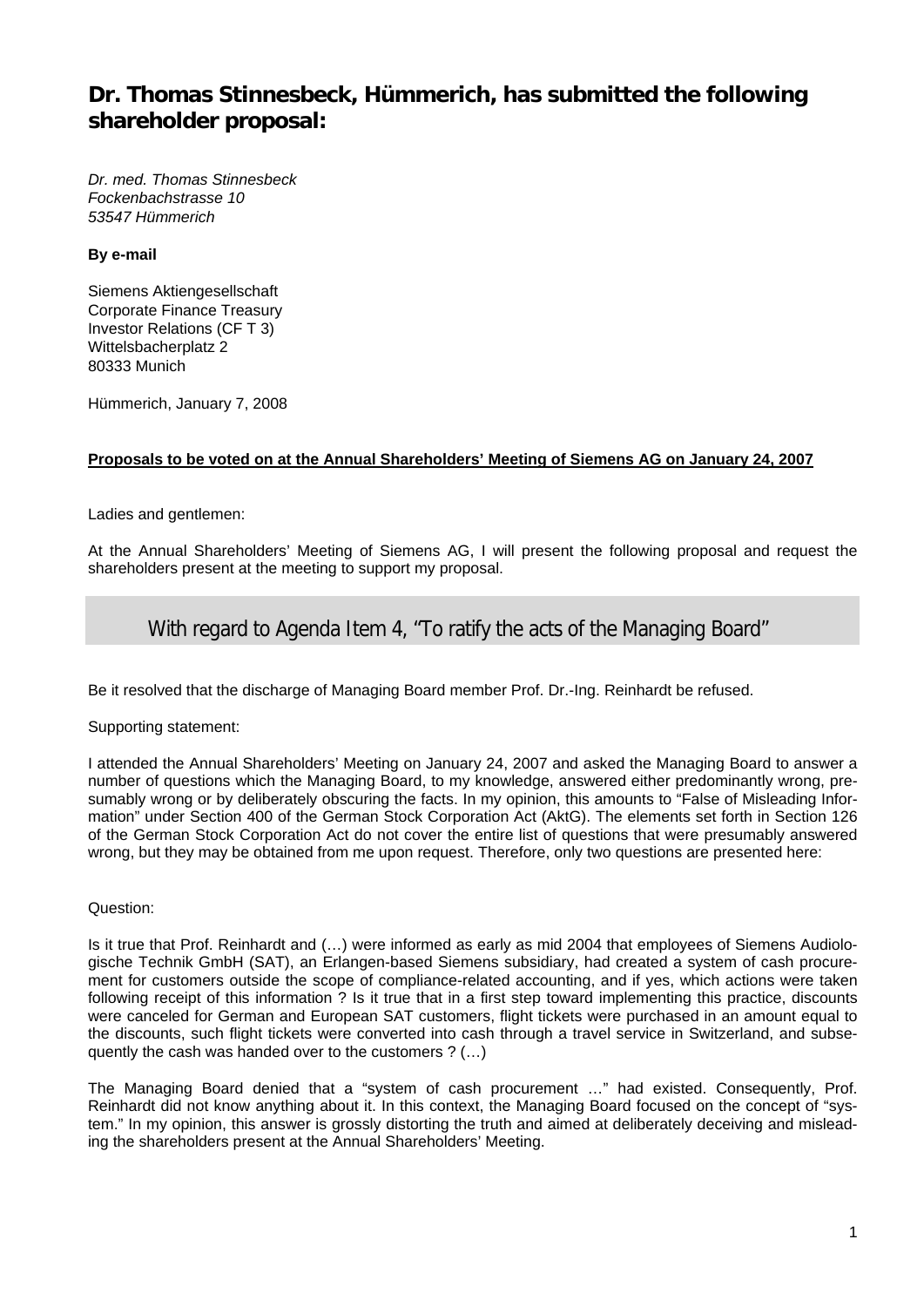## Dr. Thomas Stinnesbeck, Hümmerich, has submitted the following shareholder proposal:

*Dr. med. Thomas Stinnesbeck*
*Fockenbachstrasse 10*
*53547 Hümmerich*

**By e-mail**

Siemens Aktiengesellschaft
Corporate Finance Treasury
Investor Relations (CF T 3)
Wittelsbacherplatz 2
80333 Munich

Hümmerich, January 7, 2008

**Proposals to be voted on at the Annual Shareholders' Meeting of Siemens AG on January 24, 2007**

Ladies and gentlemen:

At the Annual Shareholders' Meeting of Siemens AG, I will present the following proposal and request the shareholders present at the meeting to support my proposal.

### With regard to Agenda Item 4, "To ratify the acts of the Managing Board"

Be it resolved that the discharge of Managing Board member Prof. Dr.-Ing. Reinhardt be refused.

Supporting statement:

I attended the Annual Shareholders' Meeting on January 24, 2007 and asked the Managing Board to answer a number of questions which the Managing Board, to my knowledge, answered either predominantly wrong, presumably wrong or by deliberately obscuring the facts. In my opinion, this amounts to "False of Misleading Information" under Section 400 of the German Stock Corporation Act (AktG). The elements set forth in Section 126 of the German Stock Corporation Act do not cover the entire list of questions that were presumably answered wrong, but they may be obtained from me upon request. Therefore, only two questions are presented here:

Question:

Is it true that Prof. Reinhardt and (…) were informed as early as mid 2004 that employees of Siemens Audiologische Technik GmbH (SAT), an Erlangen-based Siemens subsidiary, had created a system of cash procurement for customers outside the scope of compliance-related accounting, and if yes, which actions were taken following receipt of this information ? Is it true that in a first step toward implementing this practice, discounts were canceled for German and European SAT customers, flight tickets were purchased in an amount equal to the discounts, such flight tickets were converted into cash through a travel service in Switzerland, and subsequently the cash was handed over to the customers ? (…)

The Managing Board denied that a "system of cash procurement …" had existed. Consequently, Prof. Reinhardt did not know anything about it. In this context, the Managing Board focused on the concept of "system." In my opinion, this answer is grossly distorting the truth and aimed at deliberately deceiving and misleading the shareholders present at the Annual Shareholders' Meeting.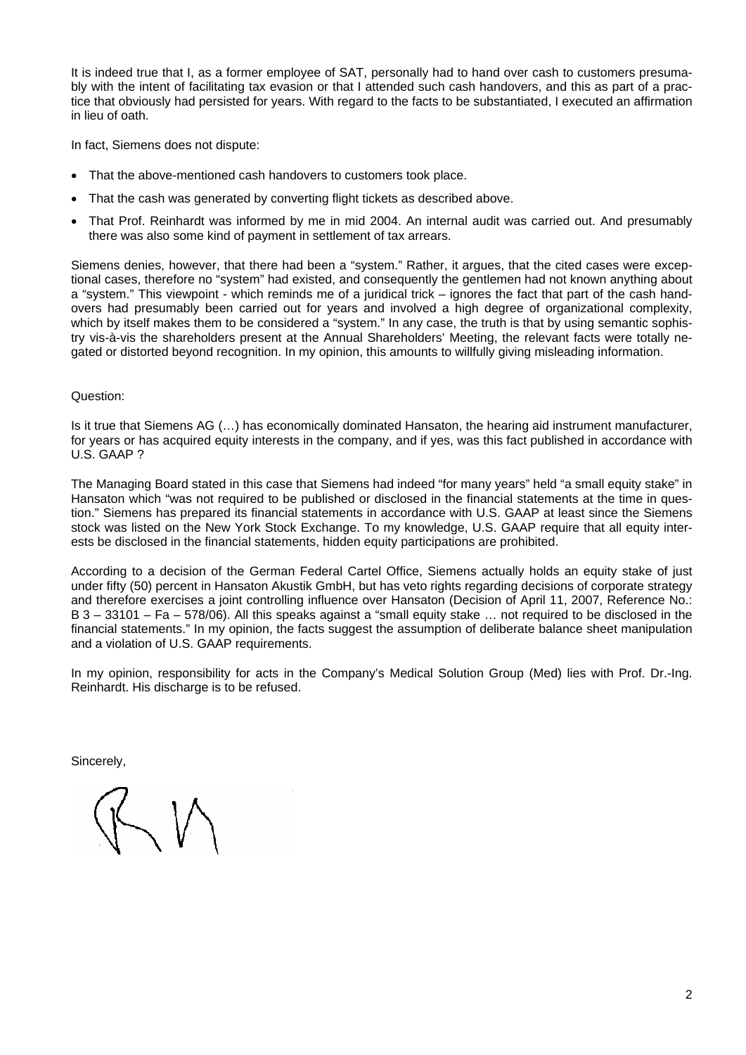It is indeed true that I, as a former employee of SAT, personally had to hand over cash to customers presumably with the intent of facilitating tax evasion or that I attended such cash handovers, and this as part of a practice that obviously had persisted for years. With regard to the facts to be substantiated, I executed an affirmation in lieu of oath.

In fact, Siemens does not dispute:

- That the above-mentioned cash handovers to customers took place.
- That the cash was generated by converting flight tickets as described above.
- That Prof. Reinhardt was informed by me in mid 2004. An internal audit was carried out. And presumably there was also some kind of payment in settlement of tax arrears.

Siemens denies, however, that there had been a "system." Rather, it argues, that the cited cases were exceptional cases, therefore no "system" had existed, and consequently the gentlemen had not known anything about a "system." This viewpoint - which reminds me of a juridical trick – ignores the fact that part of the cash handovers had presumably been carried out for years and involved a high degree of organizational complexity, which by itself makes them to be considered a "system." In any case, the truth is that by using semantic sophistry vis-à-vis the shareholders present at the Annual Shareholders' Meeting, the relevant facts were totally negated or distorted beyond recognition. In my opinion, this amounts to willfully giving misleading information.

Question:

Is it true that Siemens AG (…) has economically dominated Hansaton, the hearing aid instrument manufacturer, for years or has acquired equity interests in the company, and if yes, was this fact published in accordance with U.S. GAAP ?

The Managing Board stated in this case that Siemens had indeed "for many years" held "a small equity stake" in Hansaton which "was not required to be published or disclosed in the financial statements at the time in question." Siemens has prepared its financial statements in accordance with U.S. GAAP at least since the Siemens stock was listed on the New York Stock Exchange. To my knowledge, U.S. GAAP require that all equity interests be disclosed in the financial statements, hidden equity participations are prohibited.

According to a decision of the German Federal Cartel Office, Siemens actually holds an equity stake of just under fifty (50) percent in Hansaton Akustik GmbH, but has veto rights regarding decisions of corporate strategy and therefore exercises a joint controlling influence over Hansaton (Decision of April 11, 2007, Reference No.: B 3 – 33101 – Fa – 578/06). All this speaks against a "small equity stake … not required to be disclosed in the financial statements." In my opinion, the facts suggest the assumption of deliberate balance sheet manipulation and a violation of U.S. GAAP requirements.

In my opinion, responsibility for acts in the Company's Medical Solution Group (Med) lies with Prof. Dr.-Ing. Reinhardt. His discharge is to be refused.

Sincerely,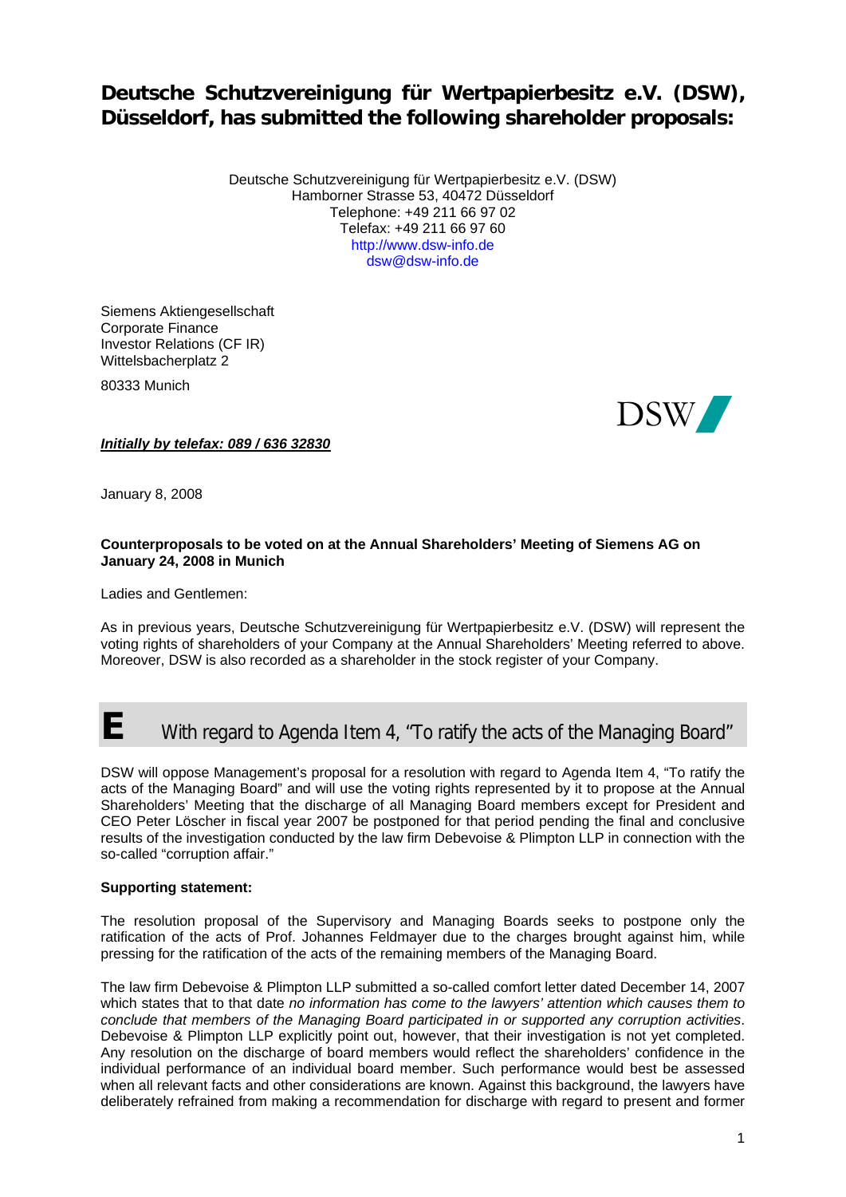# Deutsche Schutzvereinigung für Wertpapierbesitz e.V. (DSW), Düsseldorf, has submitted the following shareholder proposals:

Deutsche Schutzvereinigung für Wertpapierbesitz e.V. (DSW)
Hamborner Strasse 53, 40472 Düsseldorf
Telephone: +49 211 66 97 02
Telefax: +49 211 66 97 60
http://www.dsw-info.de
dsw@dsw-info.de

Siemens Aktiengesellschaft
Corporate Finance
Investor Relations (CF IR)
Wittelsbacherplatz 2

80333 Munich

DSW

***Initially by telefax: 089 / 636 32830***

January 8, 2008

**Counterproposals to be voted on at the Annual Shareholders' Meeting of Siemens AG on January 24, 2008 in Munich**

Ladies and Gentlemen:

As in previous years, Deutsche Schutzvereinigung für Wertpapierbesitz e.V. (DSW) will represent the voting rights of shareholders of your Company at the Annual Shareholders' Meeting referred to above. Moreover, DSW is also recorded as a shareholder in the stock register of your Company.

## E With regard to Agenda Item 4, "To ratify the acts of the Managing Board"

DSW will oppose Management's proposal for a resolution with regard to Agenda Item 4, "To ratify the acts of the Managing Board" and will use the voting rights represented by it to propose at the Annual Shareholders' Meeting that the discharge of all Managing Board members except for President and CEO Peter Löscher in fiscal year 2007 be postponed for that period pending the final and conclusive results of the investigation conducted by the law firm Debevoise & Plimpton LLP in connection with the so-called "corruption affair."

**Supporting statement:**

The resolution proposal of the Supervisory and Managing Boards seeks to postpone only the ratification of the acts of Prof. Johannes Feldmayer due to the charges brought against him, while pressing for the ratification of the acts of the remaining members of the Managing Board.

The law firm Debevoise & Plimpton LLP submitted a so-called comfort letter dated December 14, 2007 which states that to that date *no information has come to the lawyers' attention which causes them to conclude that members of the Managing Board participated in or supported any corruption activities*. Debevoise & Plimpton LLP explicitly point out, however, that their investigation is not yet completed. Any resolution on the discharge of board members would reflect the shareholders' confidence in the individual performance of an individual board member. Such performance would best be assessed when all relevant facts and other considerations are known. Against this background, the lawyers have deliberately refrained from making a recommendation for discharge with regard to present and former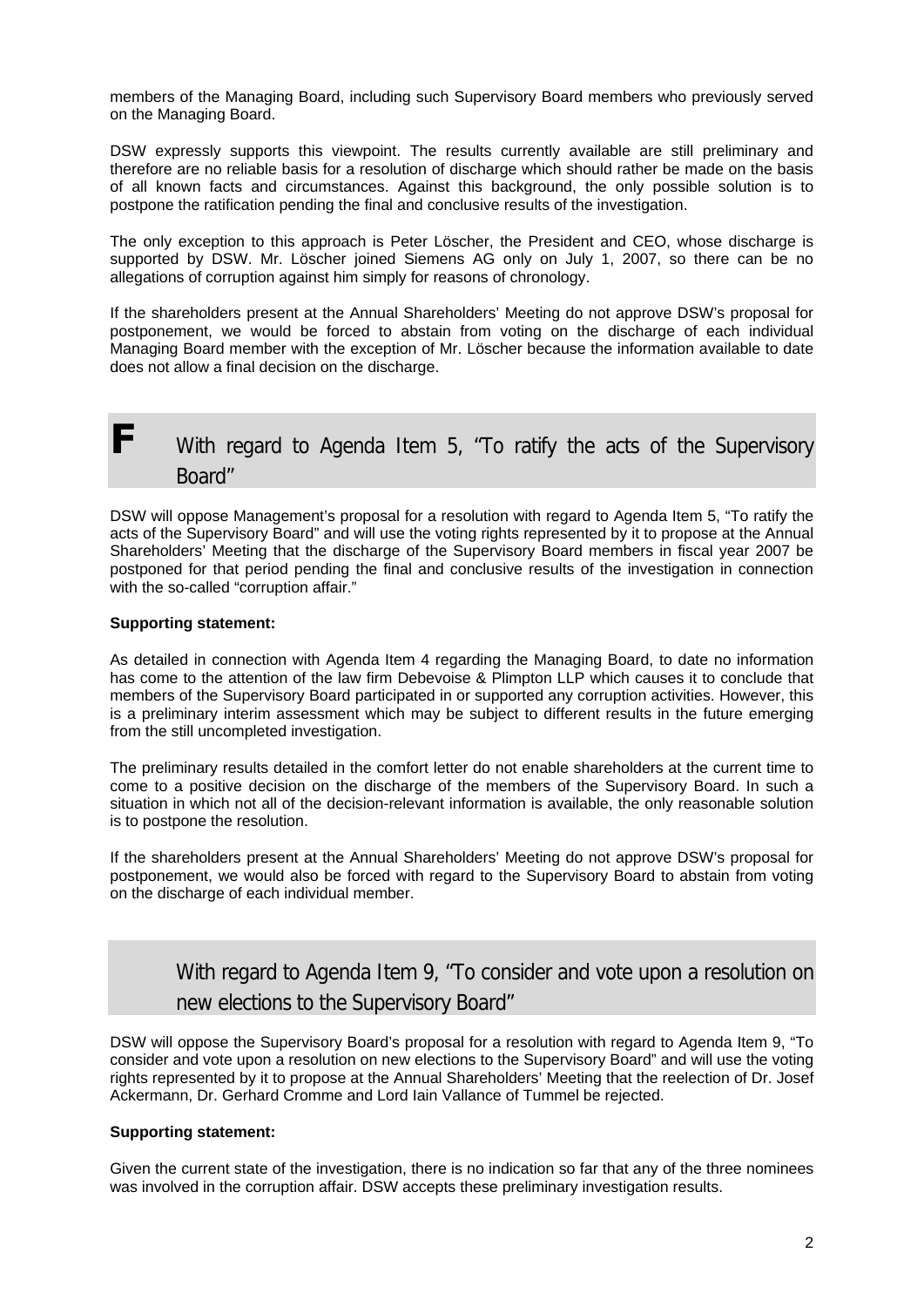members of the Managing Board, including such Supervisory Board members who previously served on the Managing Board.

DSW expressly supports this viewpoint. The results currently available are still preliminary and therefore are no reliable basis for a resolution of discharge which should rather be made on the basis of all known facts and circumstances. Against this background, the only possible solution is to postpone the ratification pending the final and conclusive results of the investigation.

The only exception to this approach is Peter Löscher, the President and CEO, whose discharge is supported by DSW. Mr. Löscher joined Siemens AG only on July 1, 2007, so there can be no allegations of corruption against him simply for reasons of chronology.

If the shareholders present at the Annual Shareholders' Meeting do not approve DSW's proposal for postponement, we would be forced to abstain from voting on the discharge of each individual Managing Board member with the exception of Mr. Löscher because the information available to date does not allow a final decision on the discharge.

## F With regard to Agenda Item 5, "To ratify the acts of the Supervisory Board"

DSW will oppose Management's proposal for a resolution with regard to Agenda Item 5, "To ratify the acts of the Supervisory Board" and will use the voting rights represented by it to propose at the Annual Shareholders' Meeting that the discharge of the Supervisory Board members in fiscal year 2007 be postponed for that period pending the final and conclusive results of the investigation in connection with the so-called "corruption affair."

**Supporting statement:**

As detailed in connection with Agenda Item 4 regarding the Managing Board, to date no information has come to the attention of the law firm Debevoise & Plimpton LLP which causes it to conclude that members of the Supervisory Board participated in or supported any corruption activities. However, this is a preliminary interim assessment which may be subject to different results in the future emerging from the still uncompleted investigation.

The preliminary results detailed in the comfort letter do not enable shareholders at the current time to come to a positive decision on the discharge of the members of the Supervisory Board. In such a situation in which not all of the decision-relevant information is available, the only reasonable solution is to postpone the resolution.

If the shareholders present at the Annual Shareholders' Meeting do not approve DSW's proposal for postponement, we would also be forced with regard to the Supervisory Board to abstain from voting on the discharge of each individual member.

## With regard to Agenda Item 9, "To consider and vote upon a resolution on new elections to the Supervisory Board"

DSW will oppose the Supervisory Board's proposal for a resolution with regard to Agenda Item 9, "To consider and vote upon a resolution on new elections to the Supervisory Board" and will use the voting rights represented by it to propose at the Annual Shareholders' Meeting that the reelection of Dr. Josef Ackermann, Dr. Gerhard Cromme and Lord Iain Vallance of Tummel be rejected.

**Supporting statement:**

Given the current state of the investigation, there is no indication so far that any of the three nominees was involved in the corruption affair. DSW accepts these preliminary investigation results.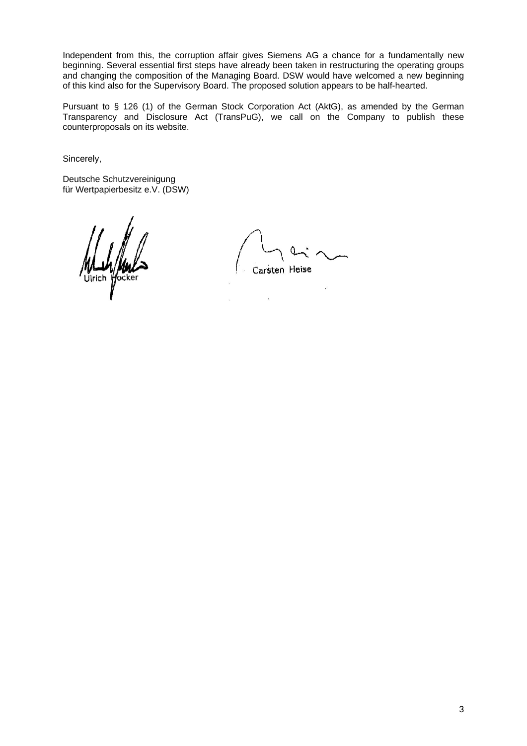Independent from this, the corruption affair gives Siemens AG a chance for a fundamentally new beginning. Several essential first steps have already been taken in restructuring the operating groups and changing the composition of the Managing Board. DSW would have welcomed a new beginning of this kind also for the Supervisory Board. The proposed solution appears to be half-hearted.

Pursuant to § 126 (1) of the German Stock Corporation Act (AktG), as amended by the German Transparency and Disclosure Act (TransPuG), we call on the Company to publish these counterproposals on its website.

Sincerely,

Deutsche Schutzvereinigung
für Wertpapierbesitz e.V. (DSW)

Ulrich Hocker

Carsten Heise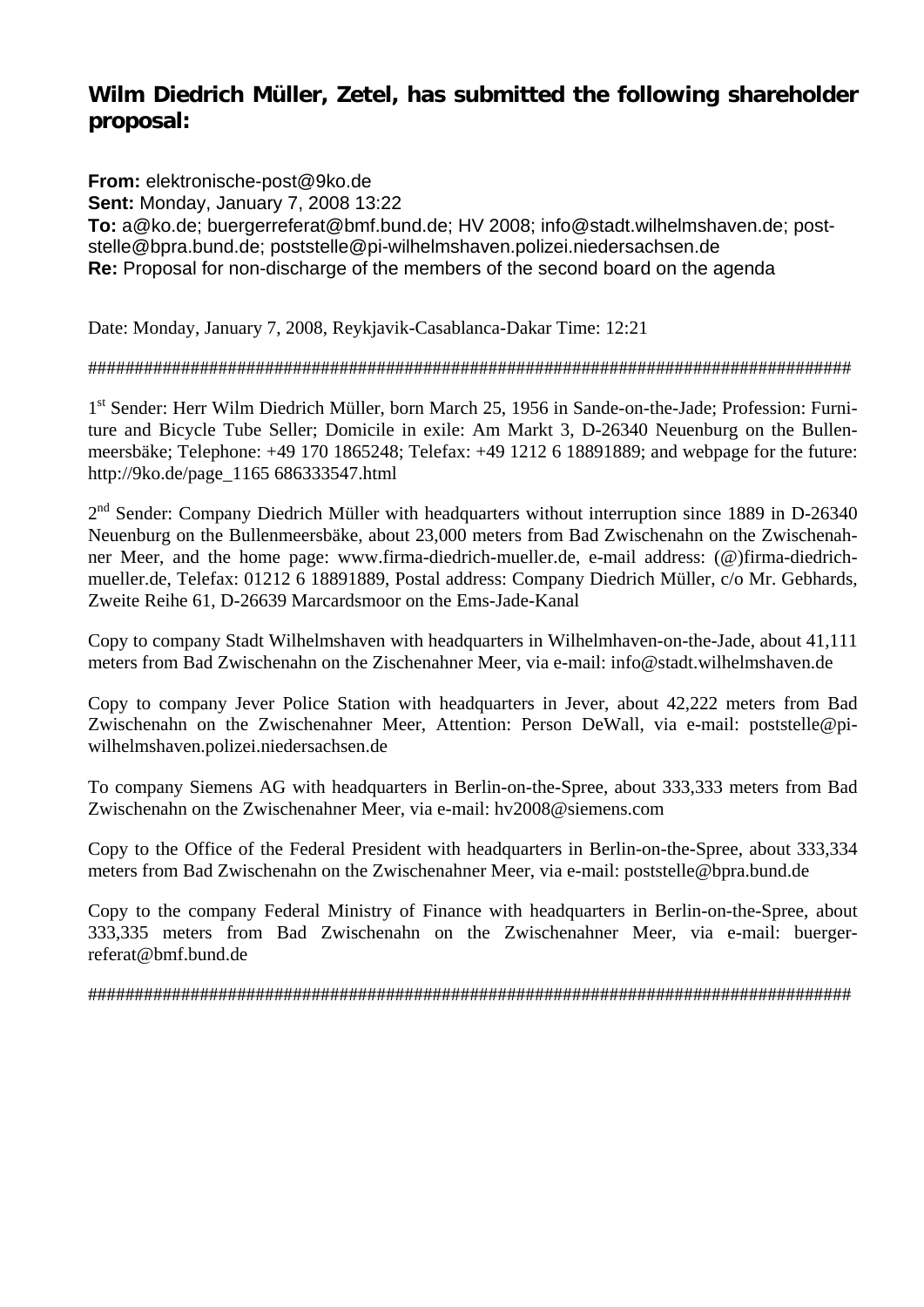## Wilm Diedrich Müller, Zetel, has submitted the following shareholder proposal:

**From:** elektronische-post@9ko.de
**Sent:** Monday, January 7, 2008 13:22
**To:** a@ko.de; buergerreferat@bmf.bund.de; HV 2008; info@stadt.wilhelmshaven.de; poststelle@bpra.bund.de; poststelle@pi-wilhelmshaven.polizei.niedersachsen.de
**Re:** Proposal for non-discharge of the members of the second board on the agenda

Date: Monday, January 7, 2008, Reykjavik-Casablanca-Dakar Time: 12:21

####################################################################################

1st Sender: Herr Wilm Diedrich Müller, born March 25, 1956 in Sande-on-the-Jade; Profession: Furniture and Bicycle Tube Seller; Domicile in exile: Am Markt 3, D-26340 Neuenburg on the Bullenmeersbäke; Telephone: +49 170 1865248; Telefax: +49 1212 6 18891889; and webpage for the future: http://9ko.de/page_1165 686333547.html

2nd Sender: Company Diedrich Müller with headquarters without interruption since 1889 in D-26340 Neuenburg on the Bullenmeersbäke, about 23,000 meters from Bad Zwischenahn on the Zwischenahner Meer, and the home page: www.firma-diedrich-mueller.de, e-mail address: (@)firma-diedrich-mueller.de, Telefax: 01212 6 18891889, Postal address: Company Diedrich Müller, c/o Mr. Gebhards, Zweite Reihe 61, D-26639 Marcardsmoor on the Ems-Jade-Kanal

Copy to company Stadt Wilhelmshaven with headquarters in Wilhelmhaven-on-the-Jade, about 41,111 meters from Bad Zwischenahn on the Zischenahner Meer, via e-mail: info@stadt.wilhelmshaven.de

Copy to company Jever Police Station with headquarters in Jever, about 42,222 meters from Bad Zwischenahn on the Zwischenahner Meer, Attention: Person DeWall, via e-mail: poststelle@pi-wilhelmshaven.polizei.niedersachsen.de

To company Siemens AG with headquarters in Berlin-on-the-Spree, about 333,333 meters from Bad Zwischenahn on the Zwischenahner Meer, via e-mail: hv2008@siemens.com

Copy to the Office of the Federal President with headquarters in Berlin-on-the-Spree, about 333,334 meters from Bad Zwischenahn on the Zwischenahner Meer, via e-mail: poststelle@bpra.bund.de

Copy to the company Federal Ministry of Finance with headquarters in Berlin-on-the-Spree, about 333,335 meters from Bad Zwischenahn on the Zwischenahner Meer, via e-mail: buergerreferat@bmf.bund.de

####################################################################################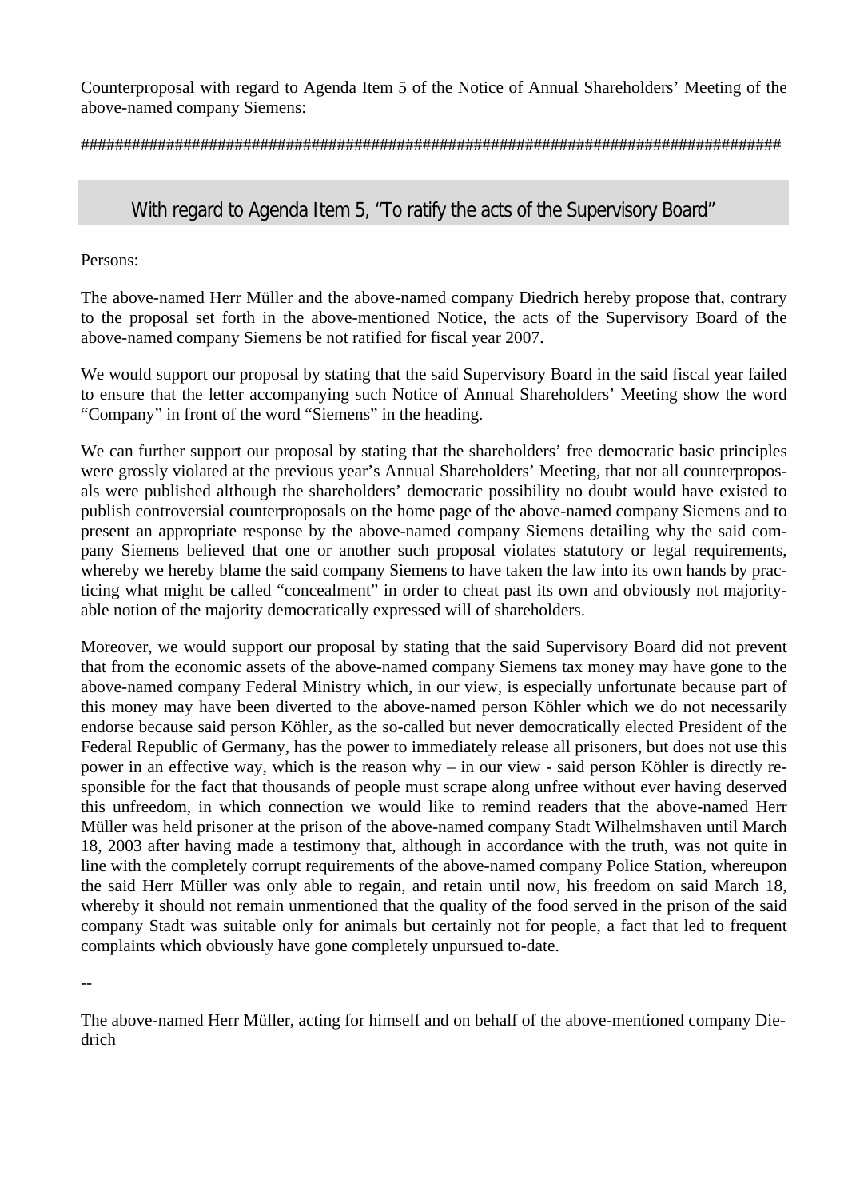Counterproposal with regard to Agenda Item 5 of the Notice of Annual Shareholders' Meeting of the above-named company Siemens:

####################################################################################

## With regard to Agenda Item 5, "To ratify the acts of the Supervisory Board"

Persons:

The above-named Herr Müller and the above-named company Diedrich hereby propose that, contrary to the proposal set forth in the above-mentioned Notice, the acts of the Supervisory Board of the above-named company Siemens be not ratified for fiscal year 2007.

We would support our proposal by stating that the said Supervisory Board in the said fiscal year failed to ensure that the letter accompanying such Notice of Annual Shareholders' Meeting show the word "Company" in front of the word "Siemens" in the heading.

We can further support our proposal by stating that the shareholders' free democratic basic principles were grossly violated at the previous year's Annual Shareholders' Meeting, that not all counterproposals were published although the shareholders' democratic possibility no doubt would have existed to publish controversial counterproposals on the home page of the above-named company Siemens and to present an appropriate response by the above-named company Siemens detailing why the said company Siemens believed that one or another such proposal violates statutory or legal requirements, whereby we hereby blame the said company Siemens to have taken the law into its own hands by practicing what might be called "concealment" in order to cheat past its own and obviously not majority-able notion of the majority democratically expressed will of shareholders.

Moreover, we would support our proposal by stating that the said Supervisory Board did not prevent that from the economic assets of the above-named company Siemens tax money may have gone to the above-named company Federal Ministry which, in our view, is especially unfortunate because part of this money may have been diverted to the above-named person Köhler which we do not necessarily endorse because said person Köhler, as the so-called but never democratically elected President of the Federal Republic of Germany, has the power to immediately release all prisoners, but does not use this power in an effective way, which is the reason why – in our view - said person Köhler is directly responsible for the fact that thousands of people must scrape along unfree without ever having deserved this unfreedom, in which connection we would like to remind readers that the above-named Herr Müller was held prisoner at the prison of the above-named company Stadt Wilhelmshaven until March 18, 2003 after having made a testimony that, although in accordance with the truth, was not quite in line with the completely corrupt requirements of the above-named company Police Station, whereupon the said Herr Müller was only able to regain, and retain until now, his freedom on said March 18, whereby it should not remain unmentioned that the quality of the food served in the prison of the said company Stadt was suitable only for animals but certainly not for people, a fact that led to frequent complaints which obviously have gone completely unpursued to-date.

--

The above-named Herr Müller, acting for himself and on behalf of the above-mentioned company Diedrich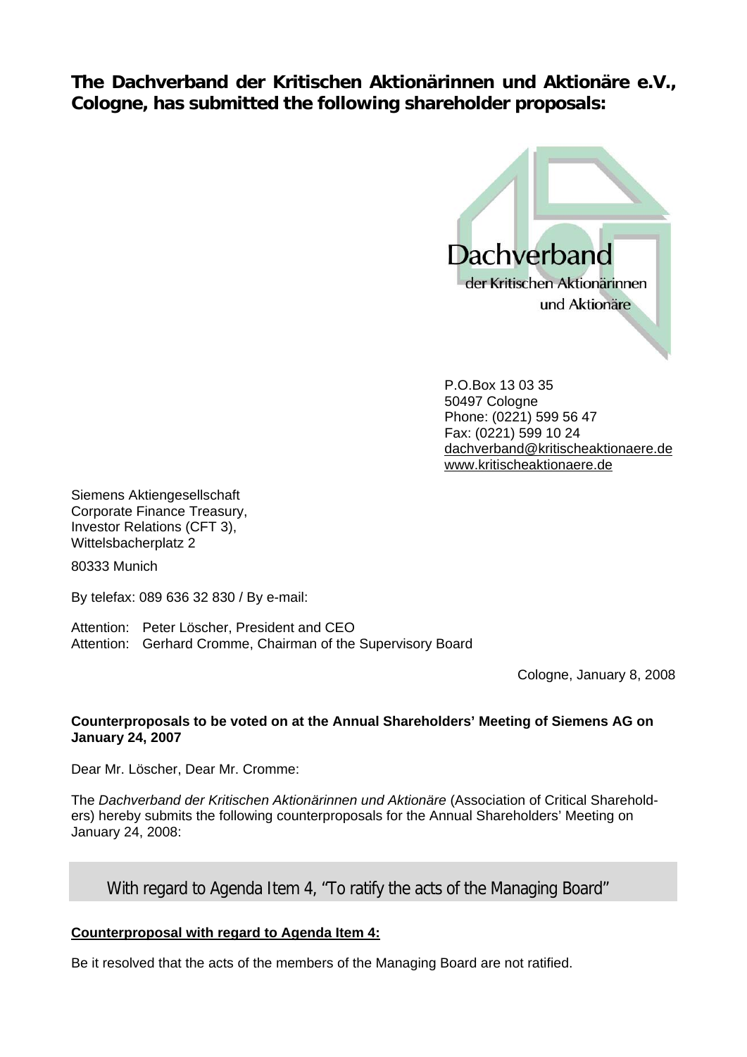**The Dachverband der Kritischen Aktionärinnen und Aktionäre e.V., Cologne, has submitted the following shareholder proposals:**

Dachverband
der Kritischen Aktionärinnen
und Aktionäre

P.O.Box 13 03 35
50497 Cologne
Phone: (0221) 599 56 47
Fax: (0221) 599 10 24
dachverband@kritischeaktionaere.de
www.kritischeaktionaere.de

Siemens Aktiengesellschaft
Corporate Finance Treasury,
Investor Relations (CFT 3),
Wittelsbacherplatz 2

80333 Munich

By telefax: 089 636 32 830 / By e-mail:

Attention: Peter Löscher, President and CEO
Attention: Gerhard Cromme, Chairman of the Supervisory Board

Cologne, January 8, 2008

**Counterproposals to be voted on at the Annual Shareholders' Meeting of Siemens AG on January 24, 2007**

Dear Mr. Löscher, Dear Mr. Cromme:

The *Dachverband der Kritischen Aktionärinnen und Aktionäre* (Association of Critical Shareholders) hereby submits the following counterproposals for the Annual Shareholders' Meeting on January 24, 2008:

## With regard to Agenda Item 4, "To ratify the acts of the Managing Board"

**Counterproposal with regard to Agenda Item 4:**

Be it resolved that the acts of the members of the Managing Board are not ratified.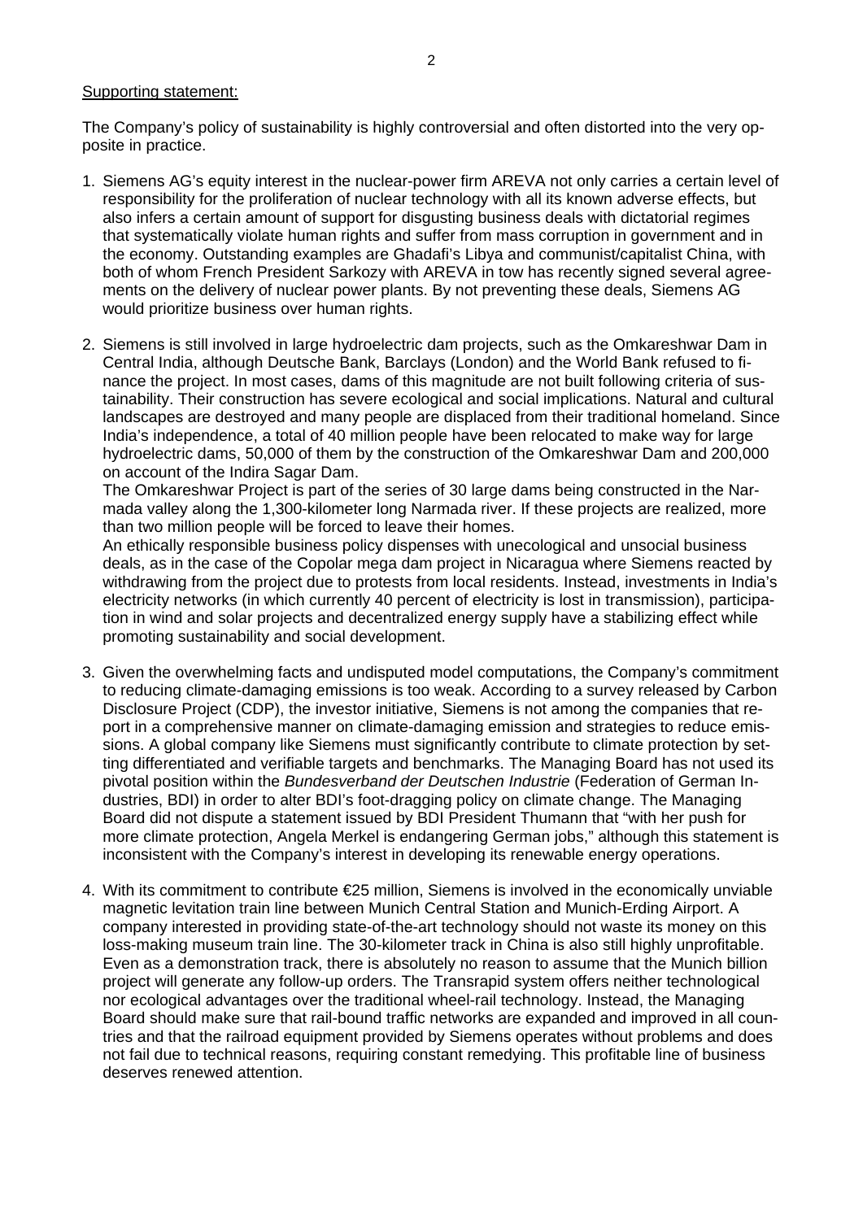Supporting statement:

The Company's policy of sustainability is highly controversial and often distorted into the very opposite in practice.

1. Siemens AG's equity interest in the nuclear-power firm AREVA not only carries a certain level of responsibility for the proliferation of nuclear technology with all its known adverse effects, but also infers a certain amount of support for disgusting business deals with dictatorial regimes that systematically violate human rights and suffer from mass corruption in government and in the economy. Outstanding examples are Ghadafi's Libya and communist/capitalist China, with both of whom French President Sarkozy with AREVA in tow has recently signed several agreements on the delivery of nuclear power plants. By not preventing these deals, Siemens AG would prioritize business over human rights.

2. Siemens is still involved in large hydroelectric dam projects, such as the Omkareshwar Dam in Central India, although Deutsche Bank, Barclays (London) and the World Bank refused to finance the project. In most cases, dams of this magnitude are not built following criteria of sustainability. Their construction has severe ecological and social implications. Natural and cultural landscapes are destroyed and many people are displaced from their traditional homeland. Since India's independence, a total of 40 million people have been relocated to make way for large hydroelectric dams, 50,000 of them by the construction of the Omkareshwar Dam and 200,000 on account of the Indira Sagar Dam.
   The Omkareshwar Project is part of the series of 30 large dams being constructed in the Narmada valley along the 1,300-kilometer long Narmada river. If these projects are realized, more than two million people will be forced to leave their homes.
   An ethically responsible business policy dispenses with unecological and unsocial business deals, as in the case of the Copolar mega dam project in Nicaragua where Siemens reacted by withdrawing from the project due to protests from local residents. Instead, investments in India's electricity networks (in which currently 40 percent of electricity is lost in transmission), participation in wind and solar projects and decentralized energy supply have a stabilizing effect while promoting sustainability and social development.

3. Given the overwhelming facts and undisputed model computations, the Company's commitment to reducing climate-damaging emissions is too weak. According to a survey released by Carbon Disclosure Project (CDP), the investor initiative, Siemens is not among the companies that report in a comprehensive manner on climate-damaging emission and strategies to reduce emissions. A global company like Siemens must significantly contribute to climate protection by setting differentiated and verifiable targets and benchmarks. The Managing Board has not used its pivotal position within the *Bundesverband der Deutschen Industrie* (Federation of German Industries, BDI) in order to alter BDI's foot-dragging policy on climate change. The Managing Board did not dispute a statement issued by BDI President Thumann that "with her push for more climate protection, Angela Merkel is endangering German jobs," although this statement is inconsistent with the Company's interest in developing its renewable energy operations.

4. With its commitment to contribute €25 million, Siemens is involved in the economically unviable magnetic levitation train line between Munich Central Station and Munich-Erding Airport. A company interested in providing state-of-the-art technology should not waste its money on this loss-making museum train line. The 30-kilometer track in China is also still highly unprofitable. Even as a demonstration track, there is absolutely no reason to assume that the Munich billion project will generate any follow-up orders. The Transrapid system offers neither technological nor ecological advantages over the traditional wheel-rail technology. Instead, the Managing Board should make sure that rail-bound traffic networks are expanded and improved in all countries and that the railroad equipment provided by Siemens operates without problems and does not fail due to technical reasons, requiring constant remedying. This profitable line of business deserves renewed attention.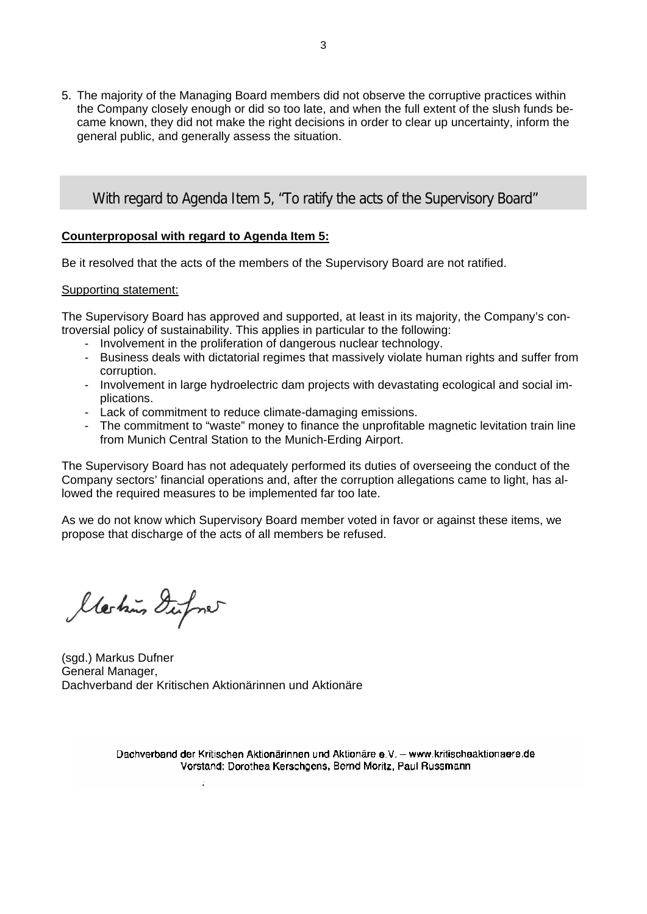5. The majority of the Managing Board members did not observe the corruptive practices within the Company closely enough or did so too late, and when the full extent of the slush funds became known, they did not make the right decisions in order to clear up uncertainty, inform the general public, and generally assess the situation.

## With regard to Agenda Item 5, "To ratify the acts of the Supervisory Board"

**Counterproposal with regard to Agenda Item 5:**

Be it resolved that the acts of the members of the Supervisory Board are not ratified.

Supporting statement:

The Supervisory Board has approved and supported, at least in its majority, the Company's controversial policy of sustainability. This applies in particular to the following:

- Involvement in the proliferation of dangerous nuclear technology.
- Business deals with dictatorial regimes that massively violate human rights and suffer from corruption.
- Involvement in large hydroelectric dam projects with devastating ecological and social implications.
- Lack of commitment to reduce climate-damaging emissions.
- The commitment to "waste" money to finance the unprofitable magnetic levitation train line from Munich Central Station to the Munich-Erding Airport.

The Supervisory Board has not adequately performed its duties of overseeing the conduct of the Company sectors' financial operations and, after the corruption allegations came to light, has allowed the required measures to be implemented far too late.

As we do not know which Supervisory Board member voted in favor or against these items, we propose that discharge of the acts of all members be refused.

(sgd.) Markus Dufner
General Manager,
Dachverband der Kritischen Aktionärinnen und Aktionäre

Dachverband der Kritischen Aktionärinnen und Aktionäre e.V. – www.kritischeaktionaere.de
Vorstand: Dorothea Kerschgens, Bernd Moritz, Paul Russmann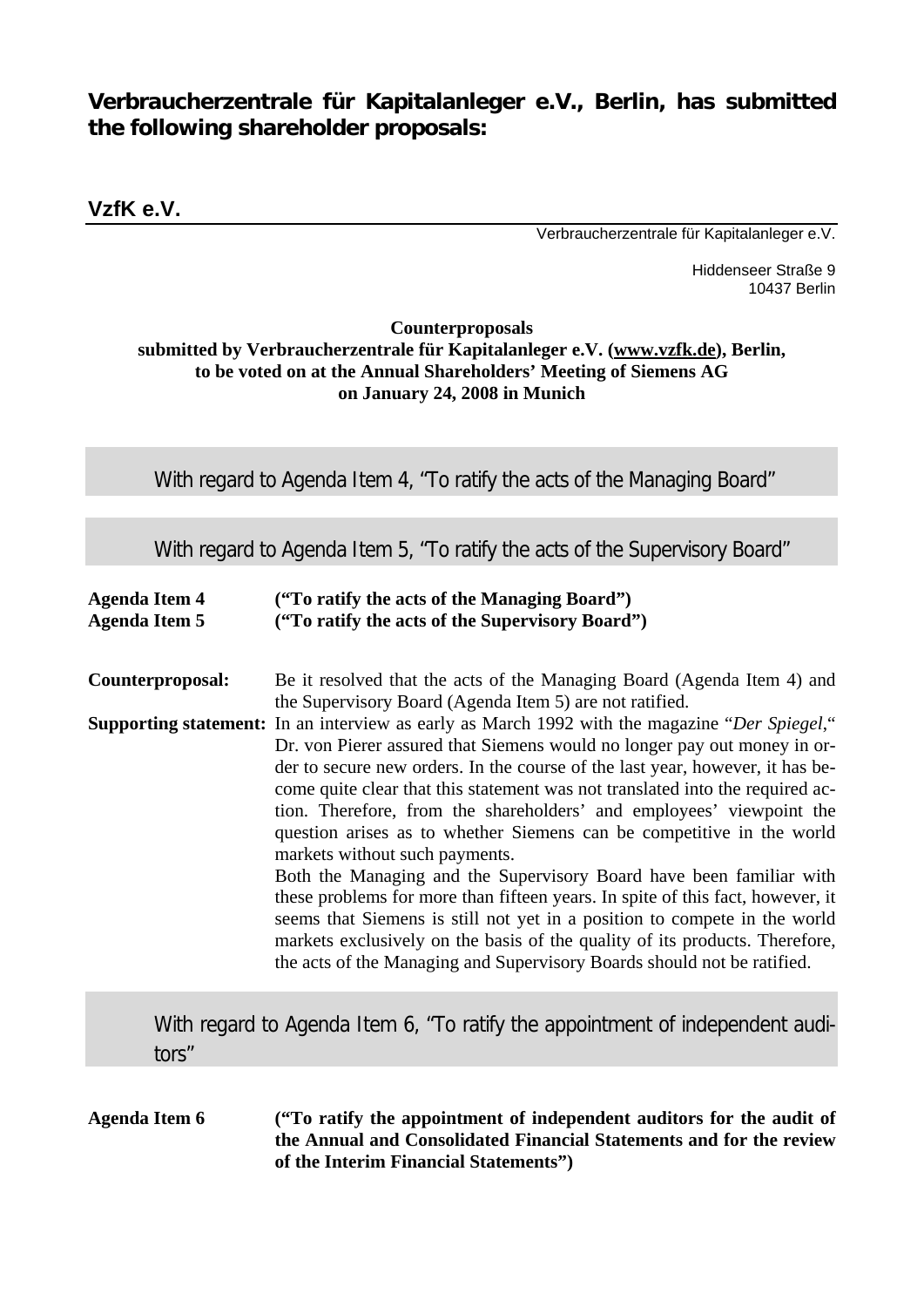## Verbraucherzentrale für Kapitalanleger e.V., Berlin, has submitted the following shareholder proposals:

**VzfK e.V.**

Verbraucherzentrale für Kapitalanleger e.V.

Hiddenseer Straße 9
10437 Berlin

**Counterproposals**
**submitted by Verbraucherzentrale für Kapitalanleger e.V. (www.vzfk.de), Berlin,**
**to be voted on at the Annual Shareholders' Meeting of Siemens AG**
**on January 24, 2008 in Munich**

### With regard to Agenda Item 4, "To ratify the acts of the Managing Board"

### With regard to Agenda Item 5, "To ratify the acts of the Supervisory Board"

**Agenda Item 4** **("To ratify the acts of the Managing Board")**
**Agenda Item 5** **("To ratify the acts of the Supervisory Board")**

**Counterproposal:** Be it resolved that the acts of the Managing Board (Agenda Item 4) and the Supervisory Board (Agenda Item 5) are not ratified.

**Supporting statement:** In an interview as early as March 1992 with the magazine "*Der Spiegel*," Dr. von Pierer assured that Siemens would no longer pay out money in order to secure new orders. In the course of the last year, however, it has become quite clear that this statement was not translated into the required action. Therefore, from the shareholders' and employees' viewpoint the question arises as to whether Siemens can be competitive in the world markets without such payments.

Both the Managing and the Supervisory Board have been familiar with these problems for more than fifteen years. In spite of this fact, however, it seems that Siemens is still not yet in a position to compete in the world markets exclusively on the basis of the quality of its products. Therefore, the acts of the Managing and Supervisory Boards should not be ratified.

### With regard to Agenda Item 6, "To ratify the appointment of independent auditors"

**Agenda Item 6** **("To ratify the appointment of independent auditors for the audit of the Annual and Consolidated Financial Statements and for the review of the Interim Financial Statements")**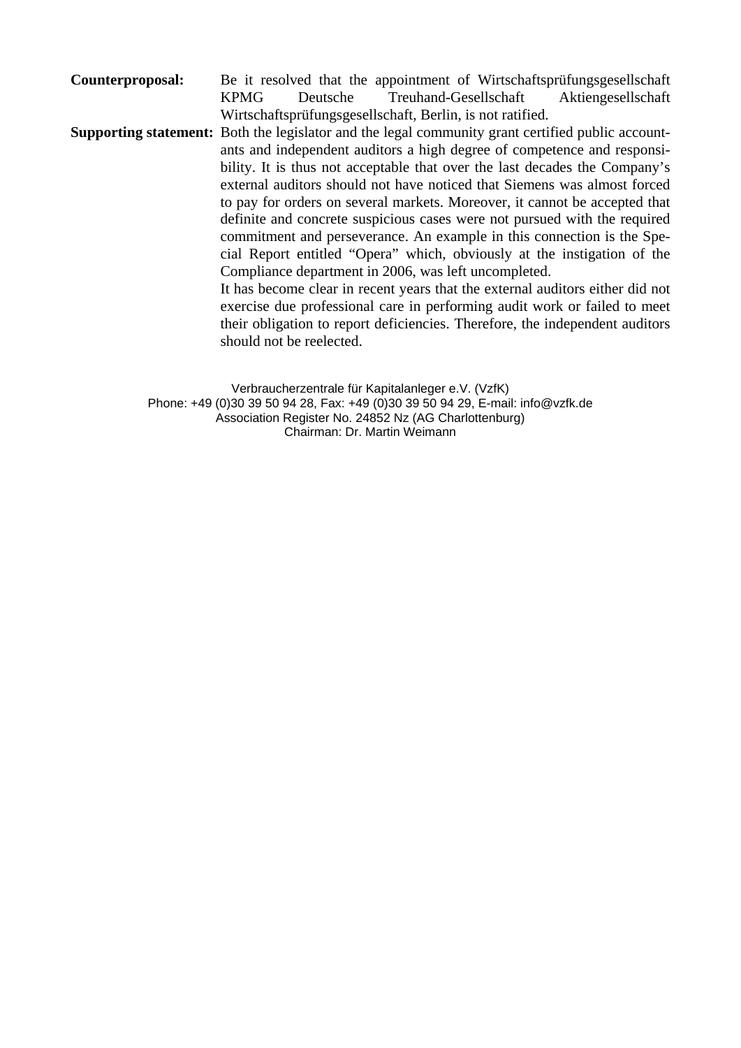**Counterproposal:** Be it resolved that the appointment of Wirtschaftsprüfungsgesellschaft KPMG Deutsche Treuhand-Gesellschaft Aktiengesellschaft Wirtschaftsprüfungsgesellschaft, Berlin, is not ratified.

**Supporting statement:** Both the legislator and the legal community grant certified public accountants and independent auditors a high degree of competence and responsibility. It is thus not acceptable that over the last decades the Company's external auditors should not have noticed that Siemens was almost forced to pay for orders on several markets. Moreover, it cannot be accepted that definite and concrete suspicious cases were not pursued with the required commitment and perseverance. An example in this connection is the Special Report entitled "Opera" which, obviously at the instigation of the Compliance department in 2006, was left uncompleted.

It has become clear in recent years that the external auditors either did not exercise due professional care in performing audit work or failed to meet their obligation to report deficiencies. Therefore, the independent auditors should not be reelected.

Verbraucherzentrale für Kapitalanleger e.V. (VzfK)
Phone: +49 (0)30 39 50 94 28, Fax: +49 (0)30 39 50 94 29, E-mail: info@vzfk.de
Association Register No. 24852 Nz (AG Charlottenburg)
Chairman: Dr. Martin Weimann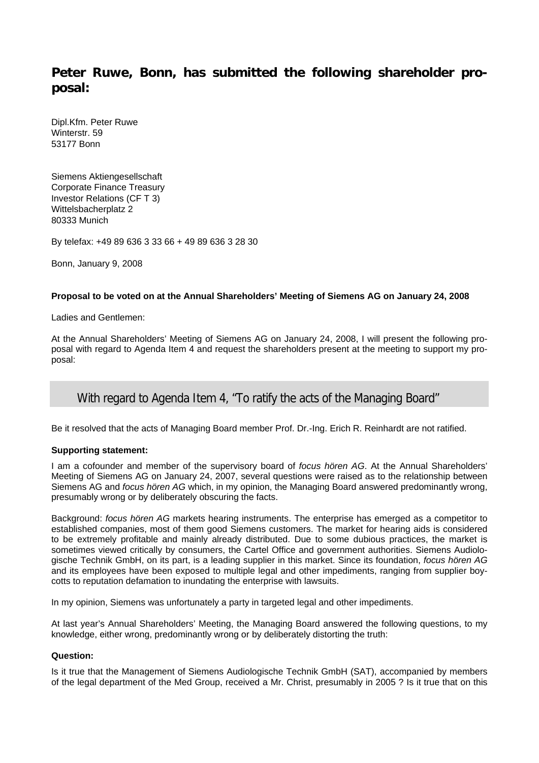## Peter Ruwe, Bonn, has submitted the following shareholder proposal:

Dipl.Kfm. Peter Ruwe
Winterstr. 59
53177 Bonn

Siemens Aktiengesellschaft
Corporate Finance Treasury
Investor Relations (CF T 3)
Wittelsbacherplatz 2
80333 Munich

By telefax: +49 89 636 3 33 66 + 49 89 636 3 28 30

Bonn, January 9, 2008

**Proposal to be voted on at the Annual Shareholders' Meeting of Siemens AG on January 24, 2008**

Ladies and Gentlemen:

At the Annual Shareholders' Meeting of Siemens AG on January 24, 2008, I will present the following proposal with regard to Agenda Item 4 and request the shareholders present at the meeting to support my proposal:

### With regard to Agenda Item 4, "To ratify the acts of the Managing Board"

Be it resolved that the acts of Managing Board member Prof. Dr.-Ing. Erich R. Reinhardt are not ratified.

**Supporting statement:**

I am a cofounder and member of the supervisory board of *focus hören AG*. At the Annual Shareholders' Meeting of Siemens AG on January 24, 2007, several questions were raised as to the relationship between Siemens AG and *focus hören AG* which, in my opinion, the Managing Board answered predominantly wrong, presumably wrong or by deliberately obscuring the facts.

Background: *focus hören AG* markets hearing instruments. The enterprise has emerged as a competitor to established companies, most of them good Siemens customers. The market for hearing aids is considered to be extremely profitable and mainly already distributed. Due to some dubious practices, the market is sometimes viewed critically by consumers, the Cartel Office and government authorities. Siemens Audiologische Technik GmbH, on its part, is a leading supplier in this market. Since its foundation, *focus hören AG* and its employees have been exposed to multiple legal and other impediments, ranging from supplier boycotts to reputation defamation to inundating the enterprise with lawsuits.

In my opinion, Siemens was unfortunately a party in targeted legal and other impediments.

At last year's Annual Shareholders' Meeting, the Managing Board answered the following questions, to my knowledge, either wrong, predominantly wrong or by deliberately distorting the truth:

**Question:**

Is it true that the Management of Siemens Audiologische Technik GmbH (SAT), accompanied by members of the legal department of the Med Group, received a Mr. Christ, presumably in 2005 ? Is it true that on this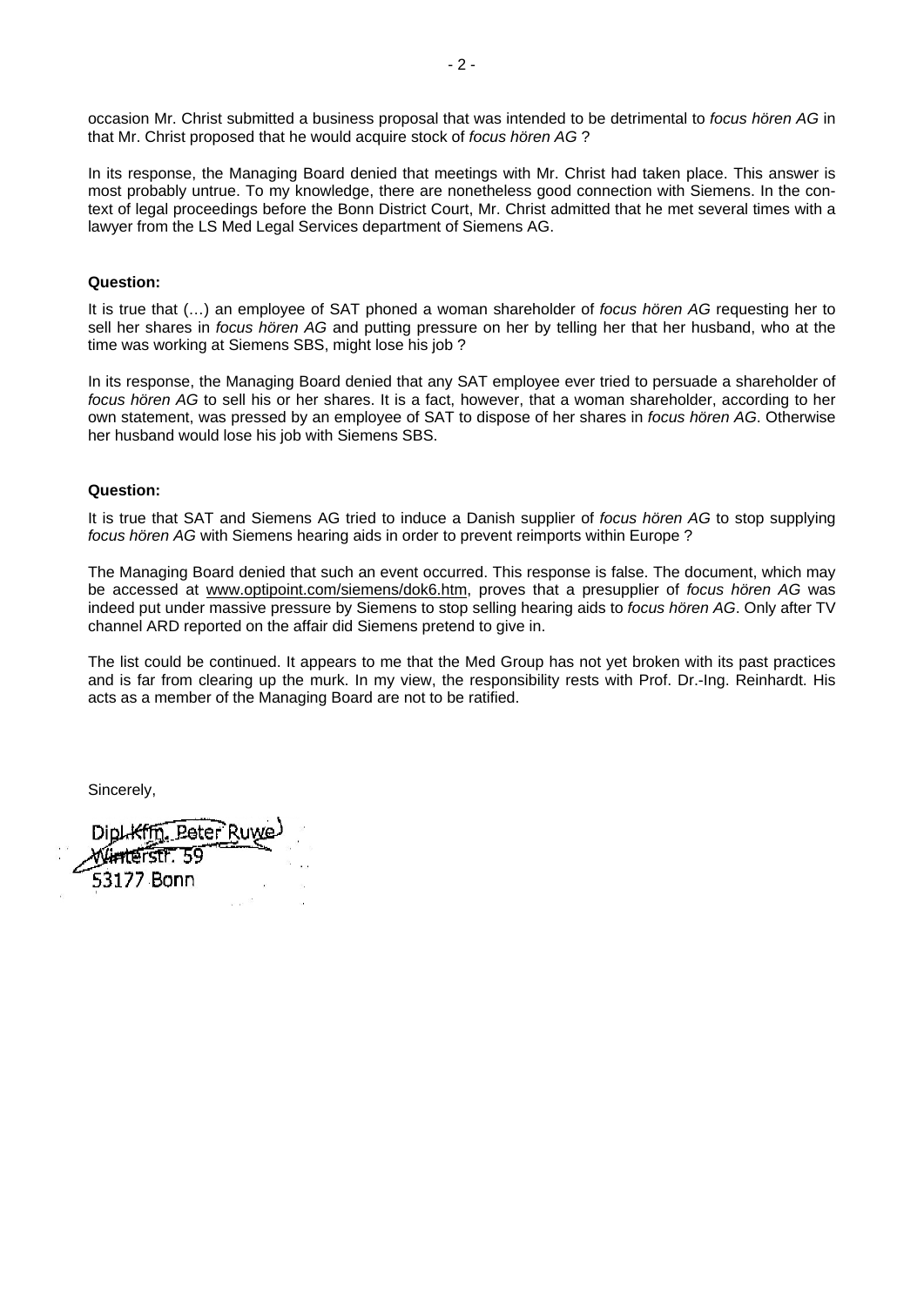occasion Mr. Christ submitted a business proposal that was intended to be detrimental to *focus hören AG* in that Mr. Christ proposed that he would acquire stock of *focus hören AG* ?

In its response, the Managing Board denied that meetings with Mr. Christ had taken place. This answer is most probably untrue. To my knowledge, there are nonetheless good connection with Siemens. In the context of legal proceedings before the Bonn District Court, Mr. Christ admitted that he met several times with a lawyer from the LS Med Legal Services department of Siemens AG.

**Question:**

It is true that (…) an employee of SAT phoned a woman shareholder of *focus hören AG* requesting her to sell her shares in *focus hören AG* and putting pressure on her by telling her that her husband, who at the time was working at Siemens SBS, might lose his job ?

In its response, the Managing Board denied that any SAT employee ever tried to persuade a shareholder of *focus hören AG* to sell his or her shares. It is a fact, however, that a woman shareholder, according to her own statement, was pressed by an employee of SAT to dispose of her shares in *focus hören AG*. Otherwise her husband would lose his job with Siemens SBS.

**Question:**

It is true that SAT and Siemens AG tried to induce a Danish supplier of *focus hören AG* to stop supplying *focus hören AG* with Siemens hearing aids in order to prevent reimports within Europe ?

The Managing Board denied that such an event occurred. This response is false. The document, which may be accessed at www.optipoint.com/siemens/dok6.htm, proves that a presupplier of *focus hören AG* was indeed put under massive pressure by Siemens to stop selling hearing aids to *focus hören AG*. Only after TV channel ARD reported on the affair did Siemens pretend to give in.

The list could be continued. It appears to me that the Med Group has not yet broken with its past practices and is far from clearing up the murk. In my view, the responsibility rests with Prof. Dr.-Ing. Reinhardt. His acts as a member of the Managing Board are not to be ratified.

Sincerely,

Dipl.-Kfm. Peter Ruwe
Winterstr. 59
53177 Bonn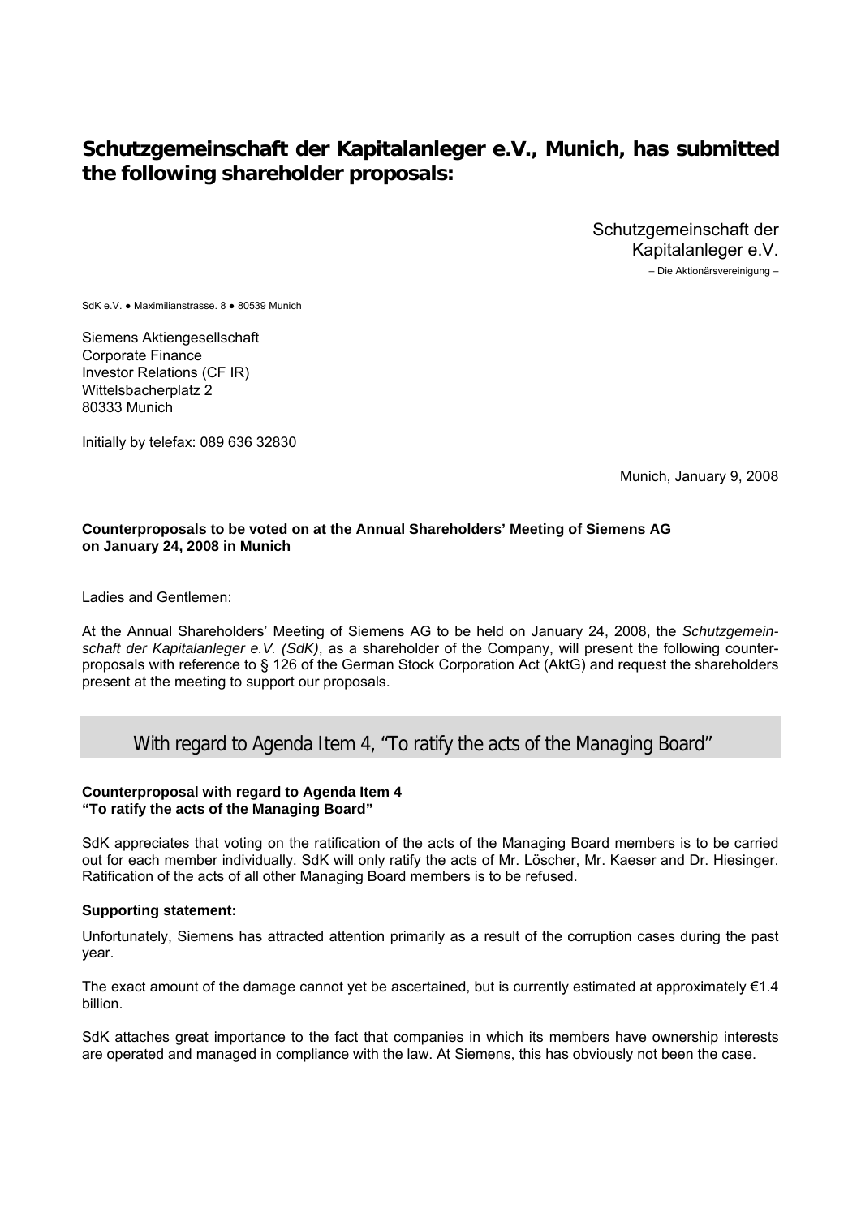## Schutzgemeinschaft der Kapitalanleger e.V., Munich, has submitted the following shareholder proposals:

Schutzgemeinschaft der
Kapitalanleger e.V.
– Die Aktionärsvereinigung –

SdK e.V. ● Maximilianstrasse. 8 ● 80539 Munich

Siemens Aktiengesellschaft
Corporate Finance
Investor Relations (CF IR)
Wittelsbacherplatz 2
80333 Munich

Initially by telefax: 089 636 32830

Munich, January 9, 2008

**Counterproposals to be voted on at the Annual Shareholders' Meeting of Siemens AG on January 24, 2008 in Munich**

Ladies and Gentlemen:

At the Annual Shareholders' Meeting of Siemens AG to be held on January 24, 2008, the *Schutzgemeinschaft der Kapitalanleger e.V. (SdK)*, as a shareholder of the Company, will present the following counterproposals with reference to § 126 of the German Stock Corporation Act (AktG) and request the shareholders present at the meeting to support our proposals.

### With regard to Agenda Item 4, "To ratify the acts of the Managing Board"

**Counterproposal with regard to Agenda Item 4 "To ratify the acts of the Managing Board"**

SdK appreciates that voting on the ratification of the acts of the Managing Board members is to be carried out for each member individually. SdK will only ratify the acts of Mr. Löscher, Mr. Kaeser and Dr. Hiesinger. Ratification of the acts of all other Managing Board members is to be refused.

**Supporting statement:**

Unfortunately, Siemens has attracted attention primarily as a result of the corruption cases during the past year.

The exact amount of the damage cannot yet be ascertained, but is currently estimated at approximately €1.4 billion.

SdK attaches great importance to the fact that companies in which its members have ownership interests are operated and managed in compliance with the law. At Siemens, this has obviously not been the case.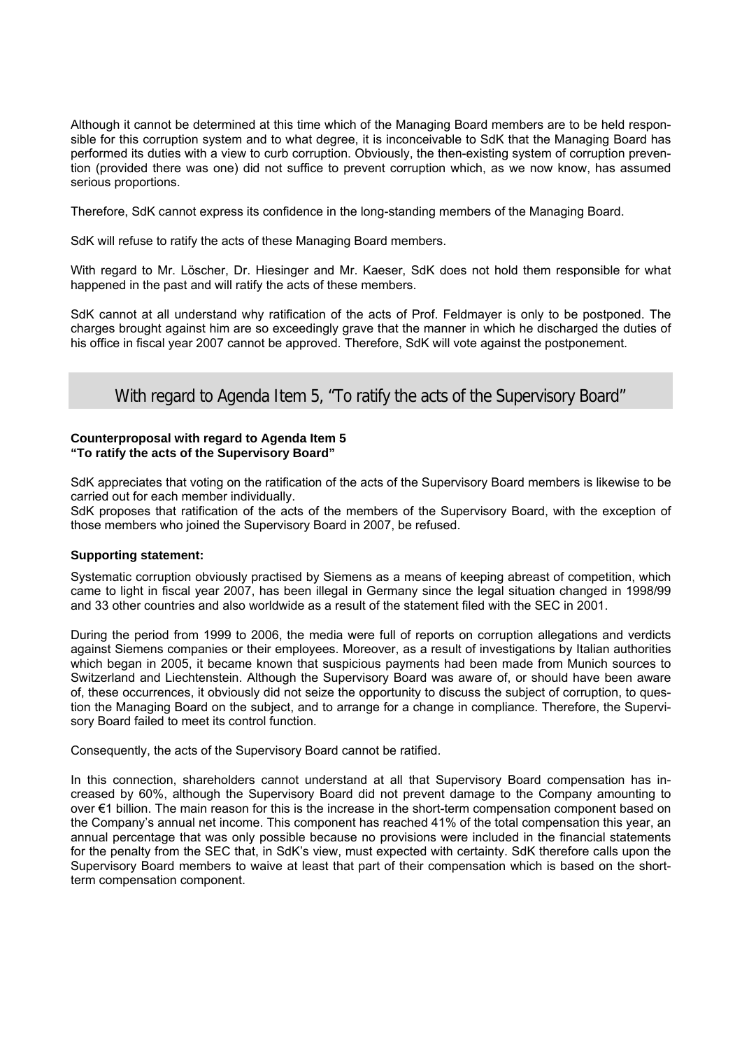Although it cannot be determined at this time which of the Managing Board members are to be held responsible for this corruption system and to what degree, it is inconceivable to SdK that the Managing Board has performed its duties with a view to curb corruption. Obviously, the then-existing system of corruption prevention (provided there was one) did not suffice to prevent corruption which, as we now know, has assumed serious proportions.

Therefore, SdK cannot express its confidence in the long-standing members of the Managing Board.

SdK will refuse to ratify the acts of these Managing Board members.

With regard to Mr. Löscher, Dr. Hiesinger and Mr. Kaeser, SdK does not hold them responsible for what happened in the past and will ratify the acts of these members.

SdK cannot at all understand why ratification of the acts of Prof. Feldmayer is only to be postponed. The charges brought against him are so exceedingly grave that the manner in which he discharged the duties of his office in fiscal year 2007 cannot be approved. Therefore, SdK will vote against the postponement.

## With regard to Agenda Item 5, "To ratify the acts of the Supervisory Board"

**Counterproposal with regard to Agenda Item 5**
**"To ratify the acts of the Supervisory Board"**

SdK appreciates that voting on the ratification of the acts of the Supervisory Board members is likewise to be carried out for each member individually.
SdK proposes that ratification of the acts of the members of the Supervisory Board, with the exception of those members who joined the Supervisory Board in 2007, be refused.

**Supporting statement:**

Systematic corruption obviously practised by Siemens as a means of keeping abreast of competition, which came to light in fiscal year 2007, has been illegal in Germany since the legal situation changed in 1998/99 and 33 other countries and also worldwide as a result of the statement filed with the SEC in 2001.

During the period from 1999 to 2006, the media were full of reports on corruption allegations and verdicts against Siemens companies or their employees. Moreover, as a result of investigations by Italian authorities which began in 2005, it became known that suspicious payments had been made from Munich sources to Switzerland and Liechtenstein. Although the Supervisory Board was aware of, or should have been aware of, these occurrences, it obviously did not seize the opportunity to discuss the subject of corruption, to question the Managing Board on the subject, and to arrange for a change in compliance. Therefore, the Supervisory Board failed to meet its control function.

Consequently, the acts of the Supervisory Board cannot be ratified.

In this connection, shareholders cannot understand at all that Supervisory Board compensation has increased by 60%, although the Supervisory Board did not prevent damage to the Company amounting to over €1 billion. The main reason for this is the increase in the short-term compensation component based on the Company's annual net income. This component has reached 41% of the total compensation this year, an annual percentage that was only possible because no provisions were included in the financial statements for the penalty from the SEC that, in SdK's view, must expected with certainty. SdK therefore calls upon the Supervisory Board members to waive at least that part of their compensation which is based on the short-term compensation component.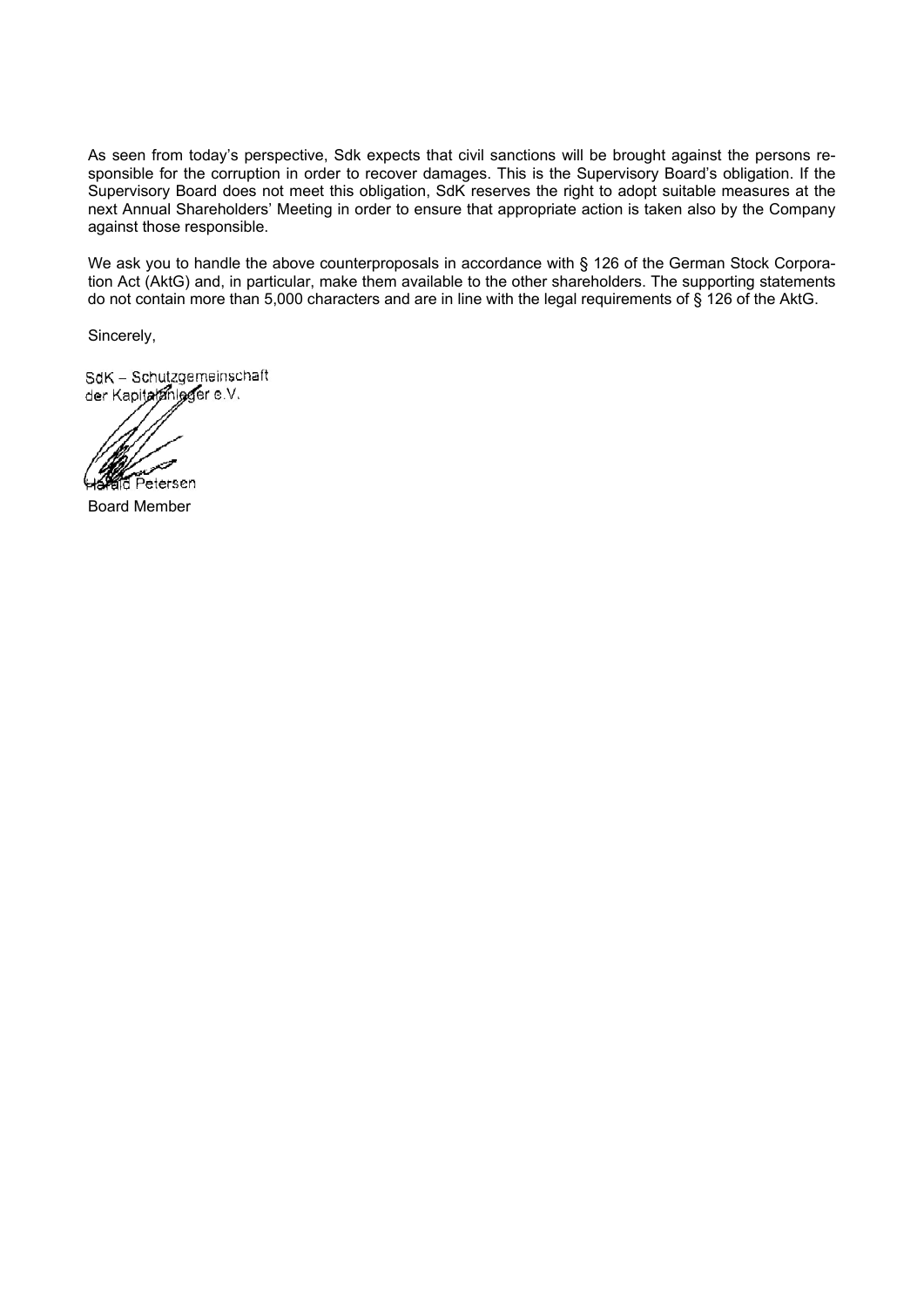As seen from today's perspective, Sdk expects that civil sanctions will be brought against the persons responsible for the corruption in order to recover damages. This is the Supervisory Board's obligation. If the Supervisory Board does not meet this obligation, SdK reserves the right to adopt suitable measures at the next Annual Shareholders' Meeting in order to ensure that appropriate action is taken also by the Company against those responsible.

We ask you to handle the above counterproposals in accordance with § 126 of the German Stock Corporation Act (AktG) and, in particular, make them available to the other shareholders. The supporting statements do not contain more than 5,000 characters and are in line with the legal requirements of § 126 of the AktG.

Sincerely,

SdK – Schutzgemeinschaft der Kapitalanleger e.V.

Harald Petersen

Board Member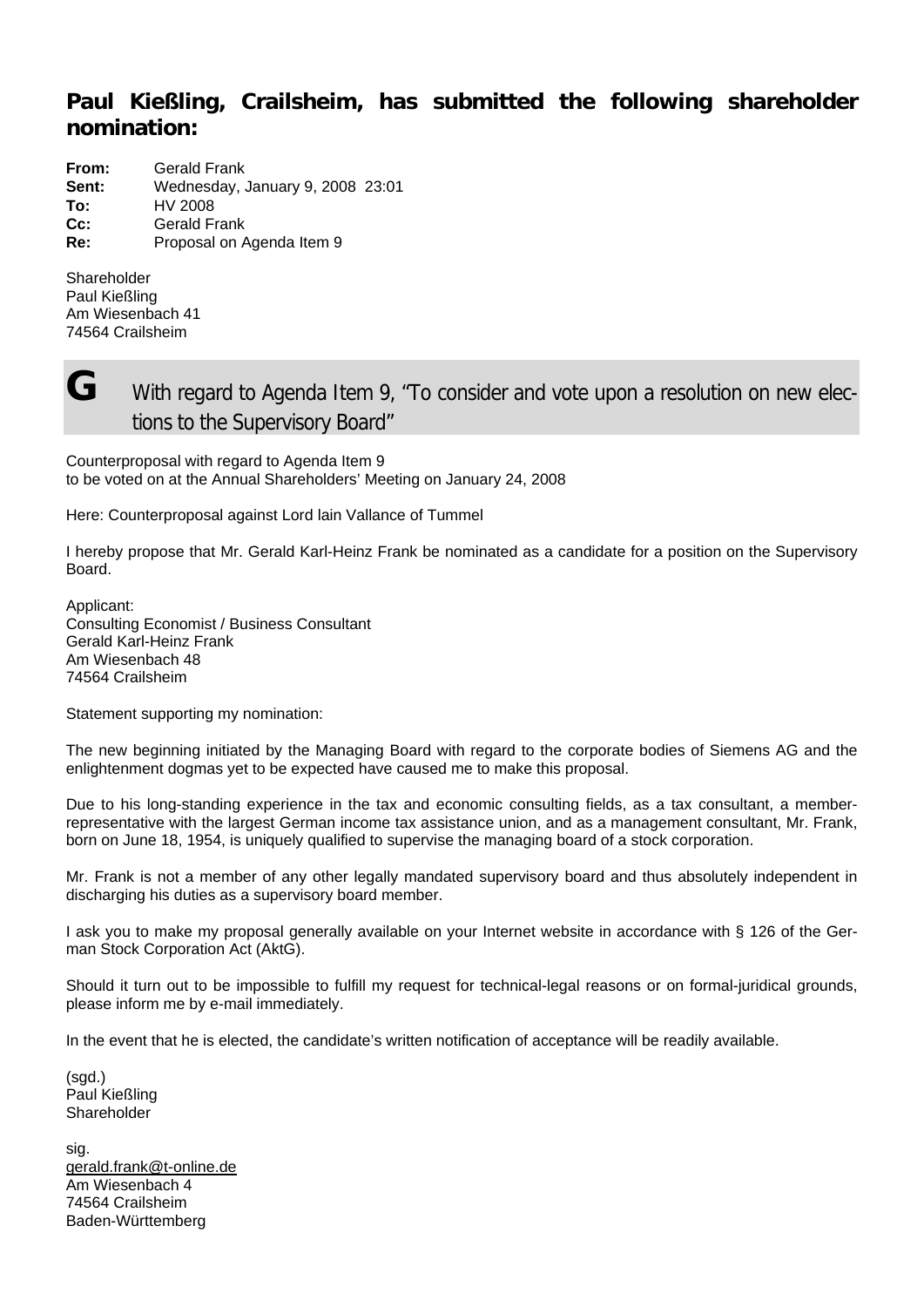## Paul Kießling, Crailsheim, has submitted the following shareholder nomination:

**From:** Gerald Frank
**Sent:** Wednesday, January 9, 2008 23:01
**To:** HV 2008
**Cc:** Gerald Frank
**Re:** Proposal on Agenda Item 9

Shareholder
Paul Kießling
Am Wiesenbach 41
74564 Crailsheim

## G With regard to Agenda Item 9, "To consider and vote upon a resolution on new elections to the Supervisory Board"

Counterproposal with regard to Agenda Item 9
to be voted on at the Annual Shareholders' Meeting on January 24, 2008

Here: Counterproposal against Lord lain Vallance of Tummel

I hereby propose that Mr. Gerald Karl-Heinz Frank be nominated as a candidate for a position on the Supervisory Board.

Applicant:
Consulting Economist / Business Consultant
Gerald Karl-Heinz Frank
Am Wiesenbach 48
74564 Crailsheim

Statement supporting my nomination:

The new beginning initiated by the Managing Board with regard to the corporate bodies of Siemens AG and the enlightenment dogmas yet to be expected have caused me to make this proposal.

Due to his long-standing experience in the tax and economic consulting fields, as a tax consultant, a member-representative with the largest German income tax assistance union, and as a management consultant, Mr. Frank, born on June 18, 1954, is uniquely qualified to supervise the managing board of a stock corporation.

Mr. Frank is not a member of any other legally mandated supervisory board and thus absolutely independent in discharging his duties as a supervisory board member.

I ask you to make my proposal generally available on your Internet website in accordance with § 126 of the German Stock Corporation Act (AktG).

Should it turn out to be impossible to fulfill my request for technical-legal reasons or on formal-juridical grounds, please inform me by e-mail immediately.

In the event that he is elected, the candidate's written notification of acceptance will be readily available.

(sgd.)
Paul Kießling
Shareholder

sig.
gerald.frank@t-online.de
Am Wiesenbach 4
74564 Crailsheim
Baden-Württemberg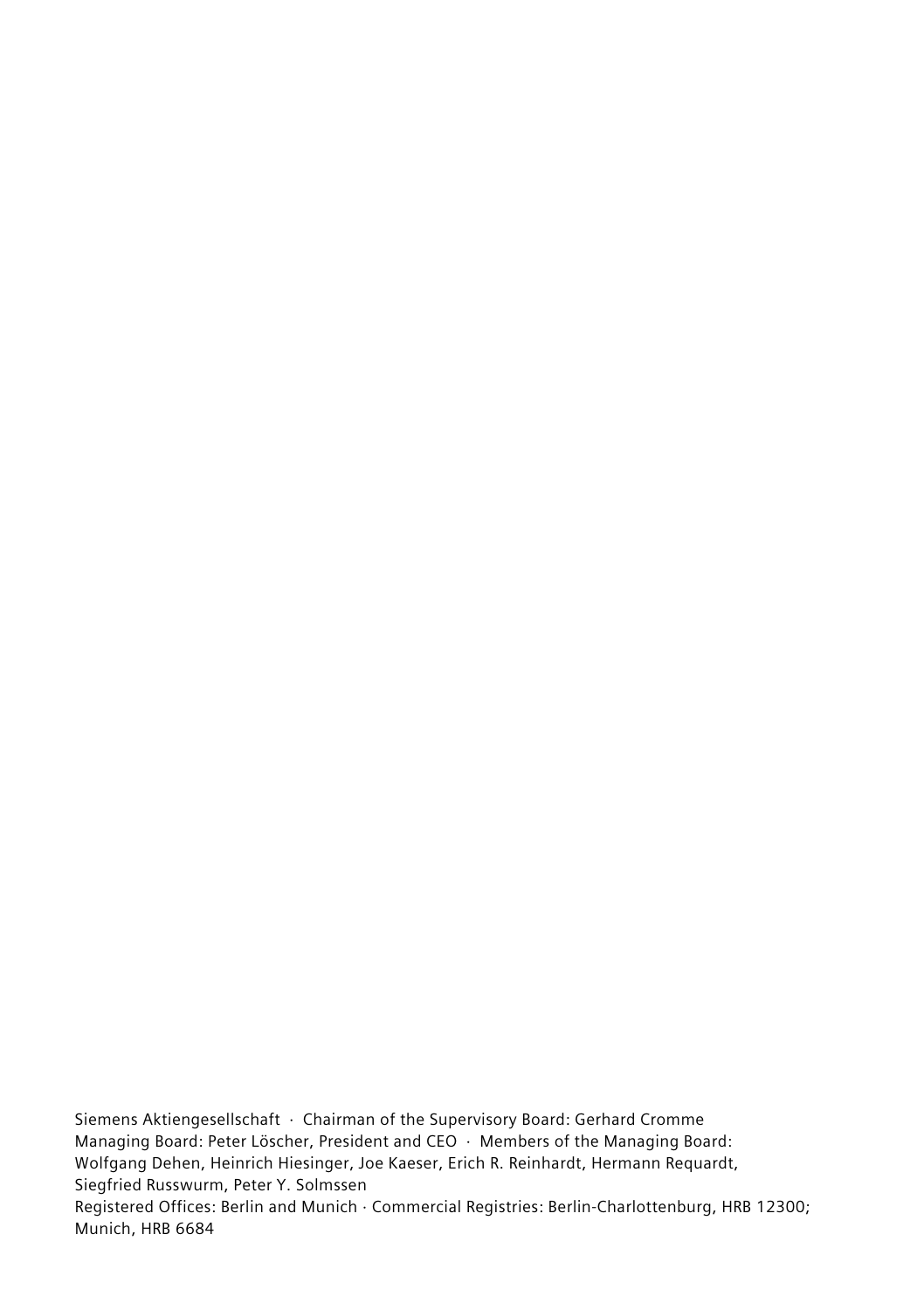Siemens Aktiengesellschaft · Chairman of the Supervisory Board: Gerhard Cromme
Managing Board: Peter Löscher, President and CEO · Members of the Managing Board:
Wolfgang Dehen, Heinrich Hiesinger, Joe Kaeser, Erich R. Reinhardt, Hermann Requardt,
Siegfried Russwurm, Peter Y. Solmssen
Registered Offices: Berlin and Munich · Commercial Registries: Berlin-Charlottenburg, HRB 12300;
Munich, HRB 6684